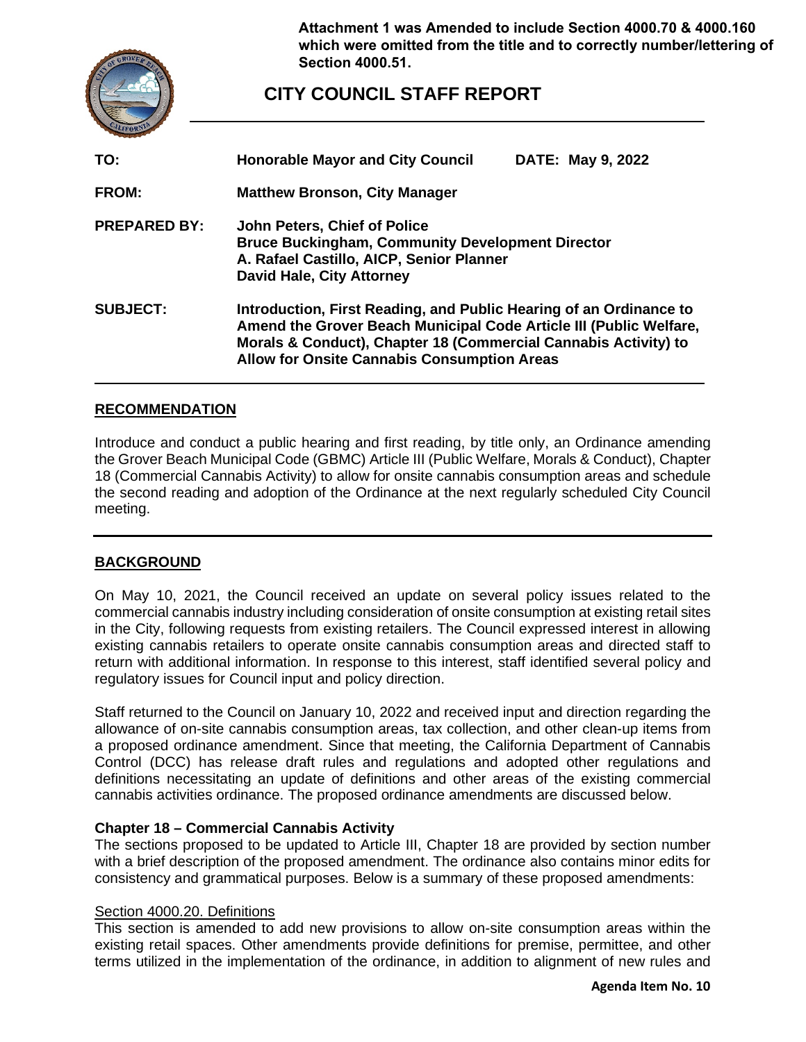**Attachment 1 was Amended to include Section 4000.70 & 4000.160 which were omitted from the title and to correctly number/lettering of Section 4000.51.**

# CITY COUNCIL STAFF REPORT

**TO:** **Honorable Mayor and City Council** **DATE: May 9, 2022**

**FROM:** **Matthew Bronson, City Manager**

**PREPARED BY:** **John Peters, Chief of Police**
**Bruce Buckingham, Community Development Director**
**A. Rafael Castillo, AICP, Senior Planner**
**David Hale, City Attorney**

**SUBJECT:** **Introduction, First Reading, and Public Hearing of an Ordinance to Amend the Grover Beach Municipal Code Article III (Public Welfare, Morals & Conduct), Chapter 18 (Commercial Cannabis Activity) to Allow for Onsite Cannabis Consumption Areas**

## RECOMMENDATION

Introduce and conduct a public hearing and first reading, by title only, an Ordinance amending the Grover Beach Municipal Code (GBMC) Article III (Public Welfare, Morals & Conduct), Chapter 18 (Commercial Cannabis Activity) to allow for onsite cannabis consumption areas and schedule the second reading and adoption of the Ordinance at the next regularly scheduled City Council meeting.

## BACKGROUND

On May 10, 2021, the Council received an update on several policy issues related to the commercial cannabis industry including consideration of onsite consumption at existing retail sites in the City, following requests from existing retailers. The Council expressed interest in allowing existing cannabis retailers to operate onsite cannabis consumption areas and directed staff to return with additional information. In response to this interest, staff identified several policy and regulatory issues for Council input and policy direction.

Staff returned to the Council on January 10, 2022 and received input and direction regarding the allowance of on-site cannabis consumption areas, tax collection, and other clean-up items from a proposed ordinance amendment. Since that meeting, the California Department of Cannabis Control (DCC) has release draft rules and regulations and adopted other regulations and definitions necessitating an update of definitions and other areas of the existing commercial cannabis activities ordinance. The proposed ordinance amendments are discussed below.

### Chapter 18 – Commercial Cannabis Activity

The sections proposed to be updated to Article III, Chapter 18 are provided by section number with a brief description of the proposed amendment. The ordinance also contains minor edits for consistency and grammatical purposes. Below is a summary of these proposed amendments:

Section 4000.20. Definitions

This section is amended to add new provisions to allow on-site consumption areas within the existing retail spaces. Other amendments provide definitions for premise, permittee, and other terms utilized in the implementation of the ordinance, in addition to alignment of new rules and

**Agenda Item No. 10**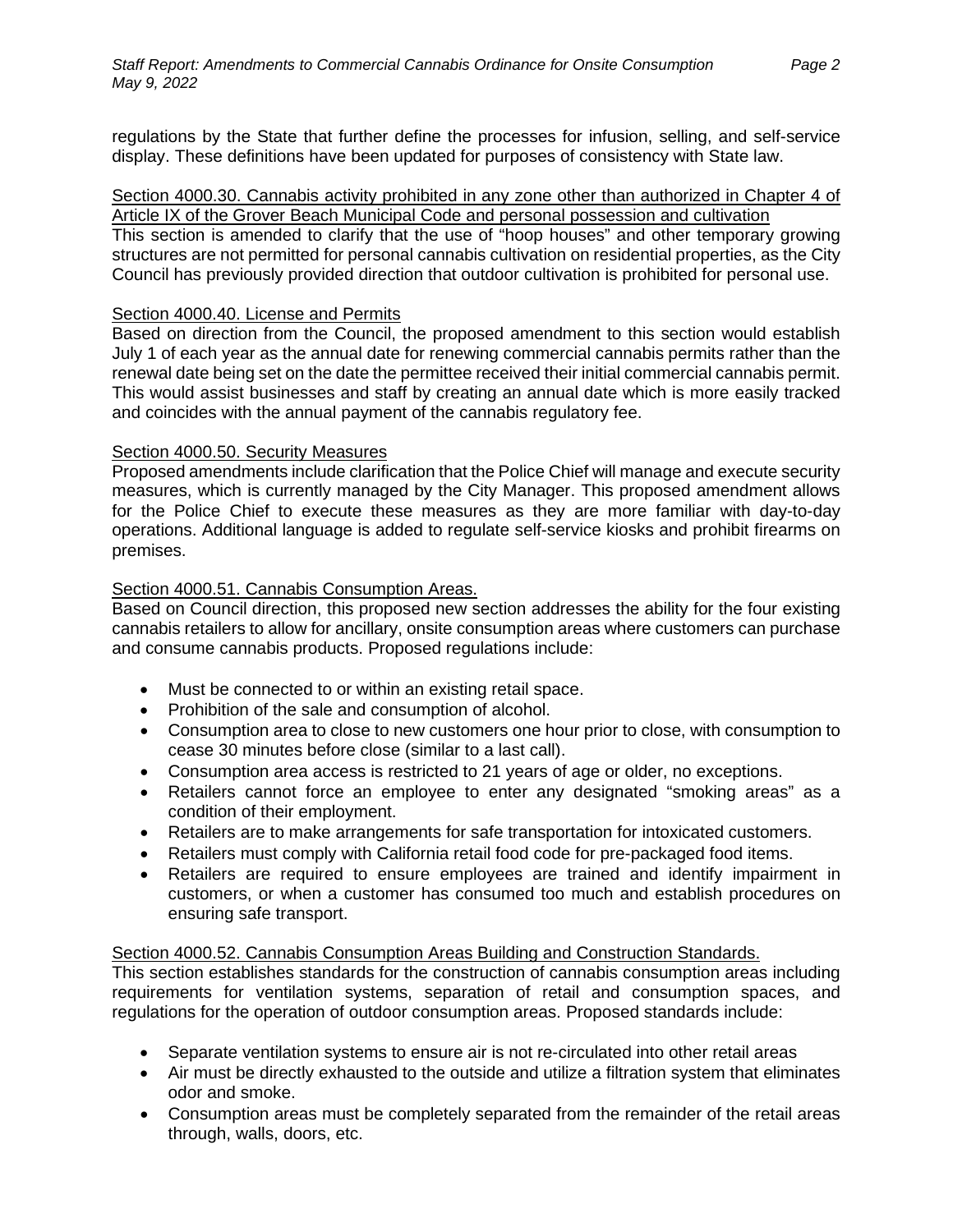regulations by the State that further define the processes for infusion, selling, and self-service display. These definitions have been updated for purposes of consistency with State law.

Section 4000.30. Cannabis activity prohibited in any zone other than authorized in Chapter 4 of Article IX of the Grover Beach Municipal Code and personal possession and cultivation

This section is amended to clarify that the use of "hoop houses" and other temporary growing structures are not permitted for personal cannabis cultivation on residential properties, as the City Council has previously provided direction that outdoor cultivation is prohibited for personal use.

Section 4000.40. License and Permits

Based on direction from the Council, the proposed amendment to this section would establish July 1 of each year as the annual date for renewing commercial cannabis permits rather than the renewal date being set on the date the permittee received their initial commercial cannabis permit. This would assist businesses and staff by creating an annual date which is more easily tracked and coincides with the annual payment of the cannabis regulatory fee.

Section 4000.50. Security Measures

Proposed amendments include clarification that the Police Chief will manage and execute security measures, which is currently managed by the City Manager. This proposed amendment allows for the Police Chief to execute these measures as they are more familiar with day-to-day operations. Additional language is added to regulate self-service kiosks and prohibit firearms on premises.

Section 4000.51. Cannabis Consumption Areas.

Based on Council direction, this proposed new section addresses the ability for the four existing cannabis retailers to allow for ancillary, onsite consumption areas where customers can purchase and consume cannabis products. Proposed regulations include:

- Must be connected to or within an existing retail space.
- Prohibition of the sale and consumption of alcohol.
- Consumption area to close to new customers one hour prior to close, with consumption to cease 30 minutes before close (similar to a last call).
- Consumption area access is restricted to 21 years of age or older, no exceptions.
- Retailers cannot force an employee to enter any designated "smoking areas" as a condition of their employment.
- Retailers are to make arrangements for safe transportation for intoxicated customers.
- Retailers must comply with California retail food code for pre-packaged food items.
- Retailers are required to ensure employees are trained and identify impairment in customers, or when a customer has consumed too much and establish procedures on ensuring safe transport.

Section 4000.52. Cannabis Consumption Areas Building and Construction Standards.

This section establishes standards for the construction of cannabis consumption areas including requirements for ventilation systems, separation of retail and consumption spaces, and regulations for the operation of outdoor consumption areas. Proposed standards include:

- Separate ventilation systems to ensure air is not re-circulated into other retail areas
- Air must be directly exhausted to the outside and utilize a filtration system that eliminates odor and smoke.
- Consumption areas must be completely separated from the remainder of the retail areas through, walls, doors, etc.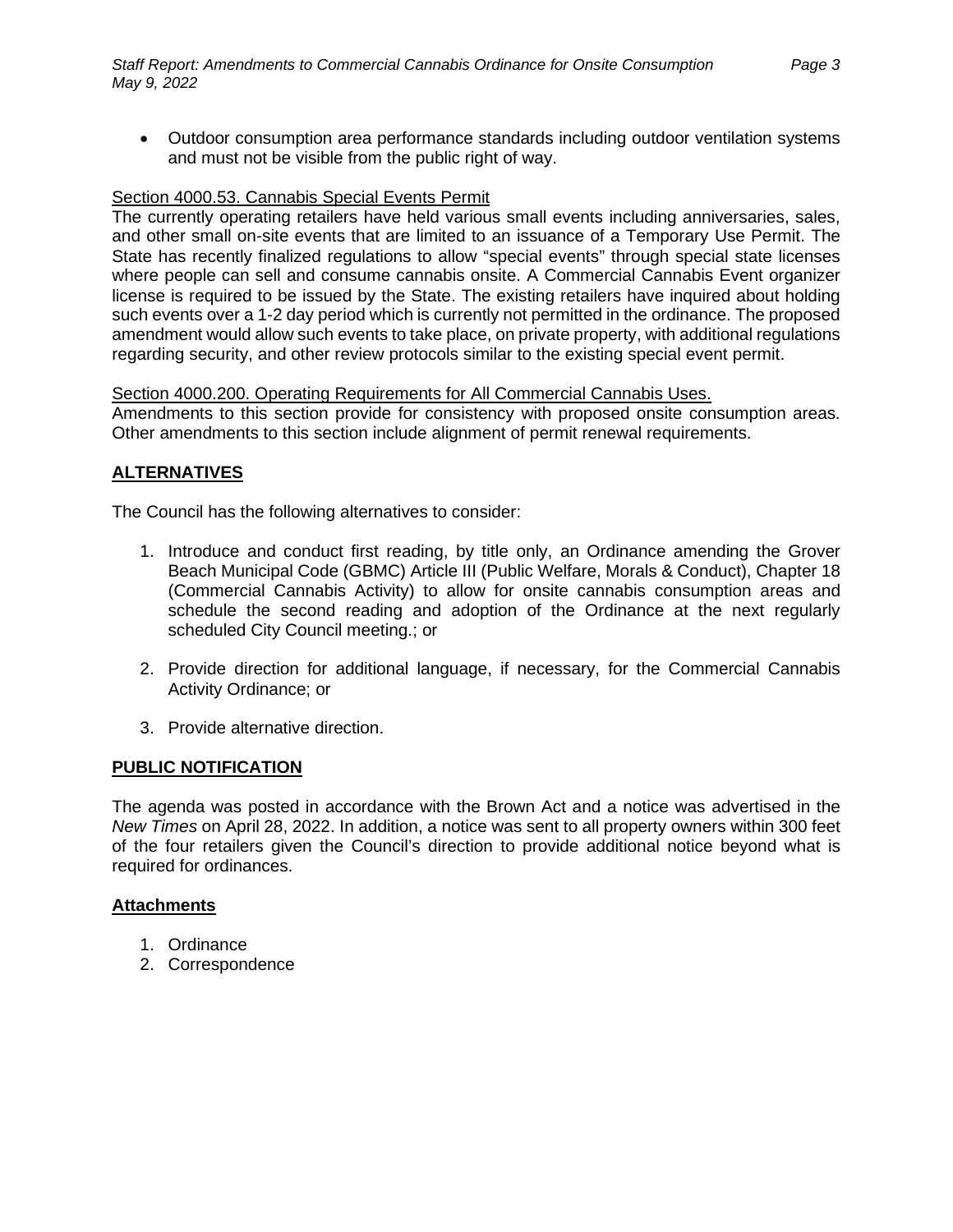- Outdoor consumption area performance standards including outdoor ventilation systems and must not be visible from the public right of way.

Section 4000.53. Cannabis Special Events Permit

The currently operating retailers have held various small events including anniversaries, sales, and other small on-site events that are limited to an issuance of a Temporary Use Permit. The State has recently finalized regulations to allow "special events" through special state licenses where people can sell and consume cannabis onsite. A Commercial Cannabis Event organizer license is required to be issued by the State. The existing retailers have inquired about holding such events over a 1-2 day period which is currently not permitted in the ordinance. The proposed amendment would allow such events to take place, on private property, with additional regulations regarding security, and other review protocols similar to the existing special event permit.

Section 4000.200. Operating Requirements for All Commercial Cannabis Uses.

Amendments to this section provide for consistency with proposed onsite consumption areas. Other amendments to this section include alignment of permit renewal requirements.

## ALTERNATIVES

The Council has the following alternatives to consider:

1. Introduce and conduct first reading, by title only, an Ordinance amending the Grover Beach Municipal Code (GBMC) Article III (Public Welfare, Morals & Conduct), Chapter 18 (Commercial Cannabis Activity) to allow for onsite cannabis consumption areas and schedule the second reading and adoption of the Ordinance at the next regularly scheduled City Council meeting.; or
2. Provide direction for additional language, if necessary, for the Commercial Cannabis Activity Ordinance; or
3. Provide alternative direction.

## PUBLIC NOTIFICATION

The agenda was posted in accordance with the Brown Act and a notice was advertised in the *New Times* on April 28, 2022. In addition, a notice was sent to all property owners within 300 feet of the four retailers given the Council's direction to provide additional notice beyond what is required for ordinances.

## Attachments

1. Ordinance
2. Correspondence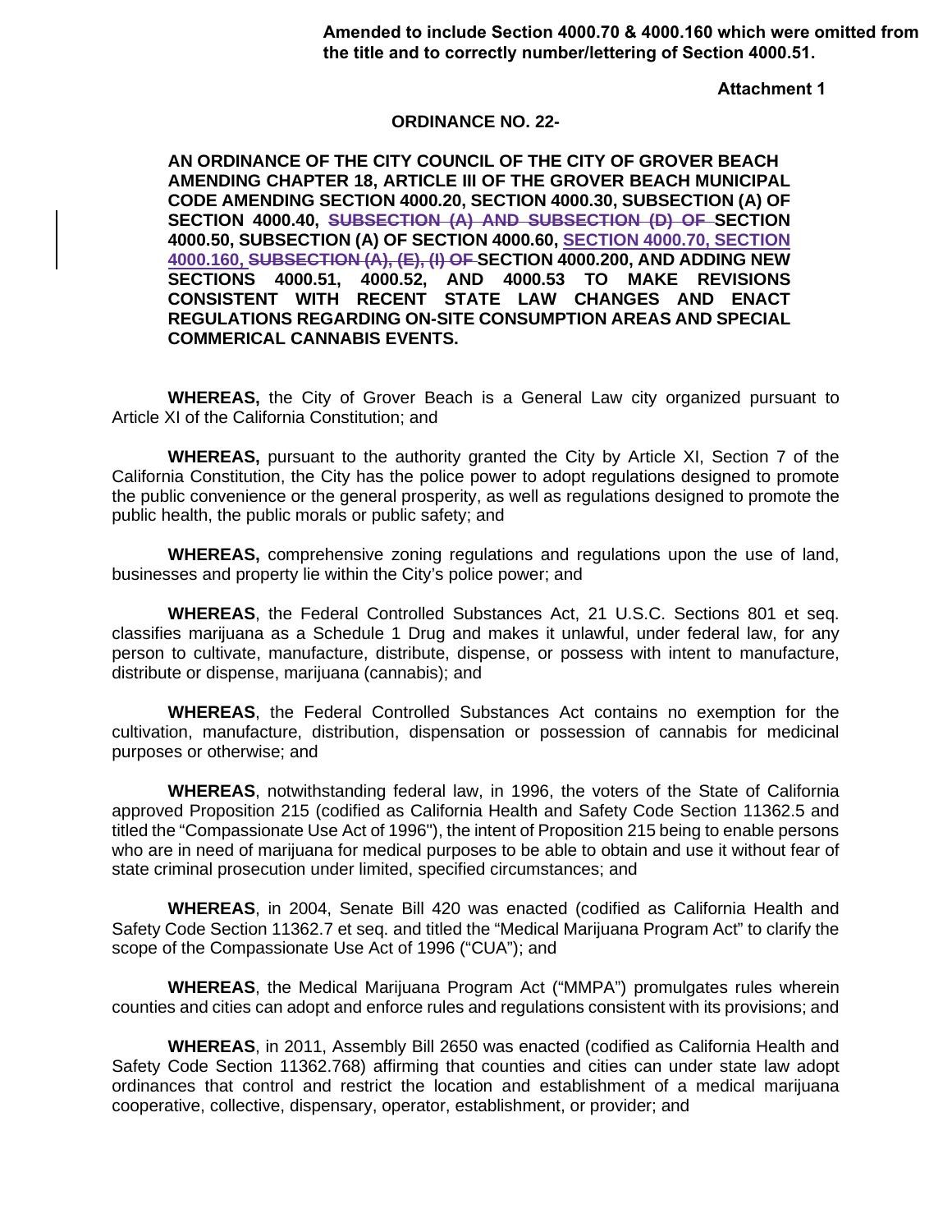**Amended to include Section 4000.70 & 4000.160 which were omitted from the title and to correctly number/lettering of Section 4000.51.**

**Attachment 1**

**ORDINANCE NO. 22-**

**AN ORDINANCE OF THE CITY COUNCIL OF THE CITY OF GROVER BEACH AMENDING CHAPTER 18, ARTICLE III OF THE GROVER BEACH MUNICIPAL CODE AMENDING SECTION 4000.20, SECTION 4000.30, SUBSECTION (A) OF SECTION 4000.40, ~~SUBSECTION (A) AND SUBSECTION (D) OF~~ SECTION 4000.50, SUBSECTION (A) OF SECTION 4000.60, <u>SECTION 4000.70, SECTION 4000.160,</u> ~~SUBSECTION (A), (E), (I) OF~~ SECTION 4000.200, AND ADDING NEW SECTIONS 4000.51, 4000.52, AND 4000.53 TO MAKE REVISIONS CONSISTENT WITH RECENT STATE LAW CHANGES AND ENACT REGULATIONS REGARDING ON-SITE CONSUMPTION AREAS AND SPECIAL COMMERICAL CANNABIS EVENTS.**

**WHEREAS,** the City of Grover Beach is a General Law city organized pursuant to Article XI of the California Constitution; and

**WHEREAS,** pursuant to the authority granted the City by Article XI, Section 7 of the California Constitution, the City has the police power to adopt regulations designed to promote the public convenience or the general prosperity, as well as regulations designed to promote the public health, the public morals or public safety; and

**WHEREAS,** comprehensive zoning regulations and regulations upon the use of land, businesses and property lie within the City's police power; and

**WHEREAS**, the Federal Controlled Substances Act, 21 U.S.C. Sections 801 et seq. classifies marijuana as a Schedule 1 Drug and makes it unlawful, under federal law, for any person to cultivate, manufacture, distribute, dispense, or possess with intent to manufacture, distribute or dispense, marijuana (cannabis); and

**WHEREAS**, the Federal Controlled Substances Act contains no exemption for the cultivation, manufacture, distribution, dispensation or possession of cannabis for medicinal purposes or otherwise; and

**WHEREAS**, notwithstanding federal law, in 1996, the voters of the State of California approved Proposition 215 (codified as California Health and Safety Code Section 11362.5 and titled the "Compassionate Use Act of 1996"), the intent of Proposition 215 being to enable persons who are in need of marijuana for medical purposes to be able to obtain and use it without fear of state criminal prosecution under limited, specified circumstances; and

**WHEREAS**, in 2004, Senate Bill 420 was enacted (codified as California Health and Safety Code Section 11362.7 et seq. and titled the "Medical Marijuana Program Act" to clarify the scope of the Compassionate Use Act of 1996 ("CUA"); and

**WHEREAS**, the Medical Marijuana Program Act ("MMPA") promulgates rules wherein counties and cities can adopt and enforce rules and regulations consistent with its provisions; and

**WHEREAS**, in 2011, Assembly Bill 2650 was enacted (codified as California Health and Safety Code Section 11362.768) affirming that counties and cities can under state law adopt ordinances that control and restrict the location and establishment of a medical marijuana cooperative, collective, dispensary, operator, establishment, or provider; and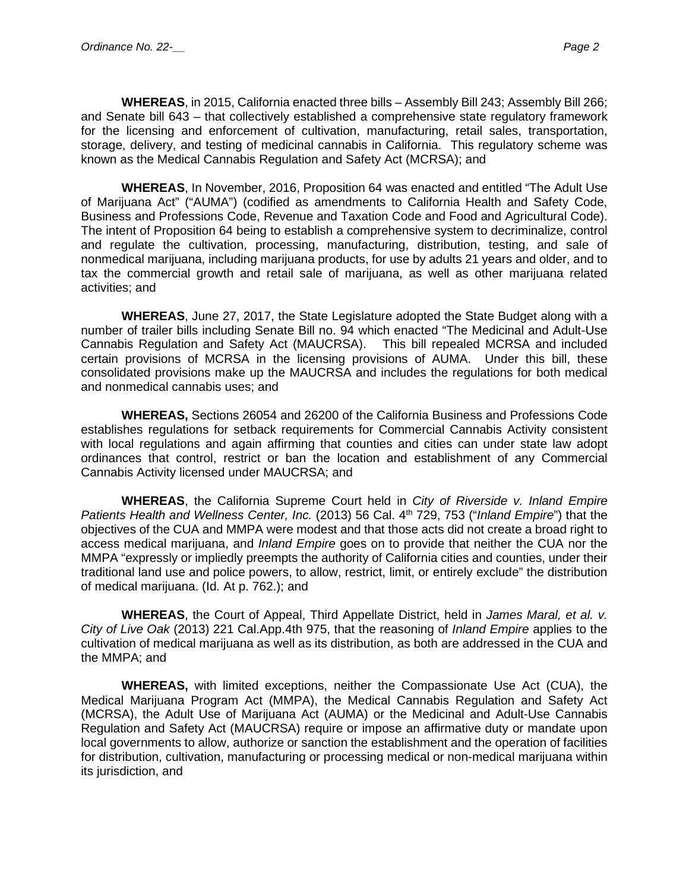**WHEREAS**, in 2015, California enacted three bills – Assembly Bill 243; Assembly Bill 266; and Senate bill 643 – that collectively established a comprehensive state regulatory framework for the licensing and enforcement of cultivation, manufacturing, retail sales, transportation, storage, delivery, and testing of medicinal cannabis in California. This regulatory scheme was known as the Medical Cannabis Regulation and Safety Act (MCRSA); and

**WHEREAS**, In November, 2016, Proposition 64 was enacted and entitled "The Adult Use of Marijuana Act" ("AUMA") (codified as amendments to California Health and Safety Code, Business and Professions Code, Revenue and Taxation Code and Food and Agricultural Code). The intent of Proposition 64 being to establish a comprehensive system to decriminalize, control and regulate the cultivation, processing, manufacturing, distribution, testing, and sale of nonmedical marijuana, including marijuana products, for use by adults 21 years and older, and to tax the commercial growth and retail sale of marijuana, as well as other marijuana related activities; and

**WHEREAS**, June 27, 2017, the State Legislature adopted the State Budget along with a number of trailer bills including Senate Bill no. 94 which enacted "The Medicinal and Adult-Use Cannabis Regulation and Safety Act (MAUCRSA). This bill repealed MCRSA and included certain provisions of MCRSA in the licensing provisions of AUMA. Under this bill, these consolidated provisions make up the MAUCRSA and includes the regulations for both medical and nonmedical cannabis uses; and

**WHEREAS,** Sections 26054 and 26200 of the California Business and Professions Code establishes regulations for setback requirements for Commercial Cannabis Activity consistent with local regulations and again affirming that counties and cities can under state law adopt ordinances that control, restrict or ban the location and establishment of any Commercial Cannabis Activity licensed under MAUCRSA; and

**WHEREAS**, the California Supreme Court held in *City of Riverside v. Inland Empire Patients Health and Wellness Center, Inc.* (2013) 56 Cal. 4th 729, 753 ("*Inland Empire*") that the objectives of the CUA and MMPA were modest and that those acts did not create a broad right to access medical marijuana, and *Inland Empire* goes on to provide that neither the CUA nor the MMPA "expressly or impliedly preempts the authority of California cities and counties, under their traditional land use and police powers, to allow, restrict, limit, or entirely exclude" the distribution of medical marijuana. (Id. At p. 762.); and

**WHEREAS**, the Court of Appeal, Third Appellate District, held in *James Maral, et al. v. City of Live Oak* (2013) 221 Cal.App.4th 975, that the reasoning of *Inland Empire* applies to the cultivation of medical marijuana as well as its distribution, as both are addressed in the CUA and the MMPA; and

**WHEREAS,** with limited exceptions, neither the Compassionate Use Act (CUA), the Medical Marijuana Program Act (MMPA), the Medical Cannabis Regulation and Safety Act (MCRSA), the Adult Use of Marijuana Act (AUMA) or the Medicinal and Adult-Use Cannabis Regulation and Safety Act (MAUCRSA) require or impose an affirmative duty or mandate upon local governments to allow, authorize or sanction the establishment and the operation of facilities for distribution, cultivation, manufacturing or processing medical or non-medical marijuana within its jurisdiction, and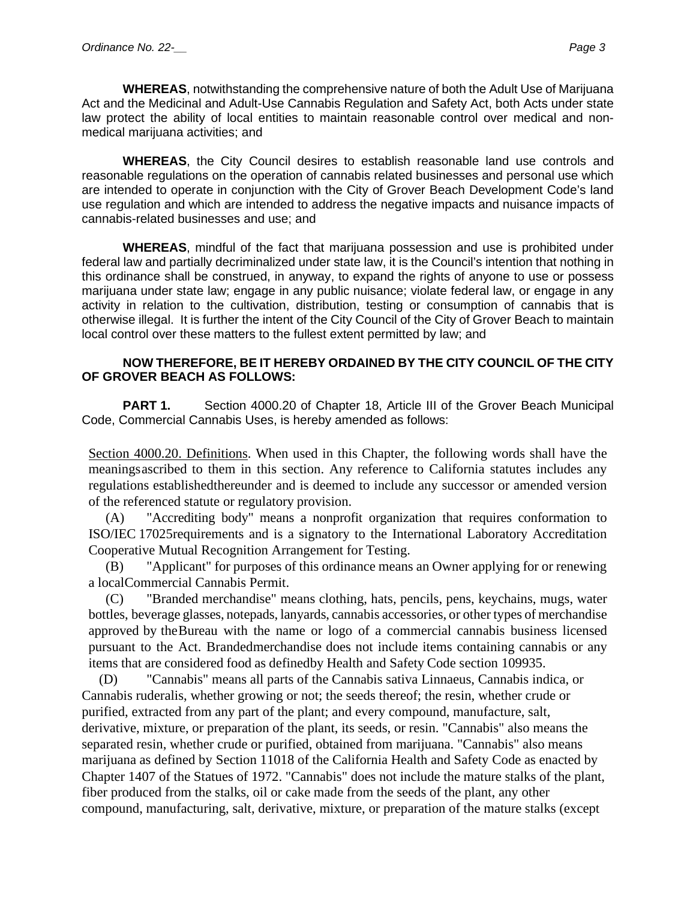**WHEREAS**, notwithstanding the comprehensive nature of both the Adult Use of Marijuana Act and the Medicinal and Adult-Use Cannabis Regulation and Safety Act, both Acts under state law protect the ability of local entities to maintain reasonable control over medical and non-medical marijuana activities; and

**WHEREAS**, the City Council desires to establish reasonable land use controls and reasonable regulations on the operation of cannabis related businesses and personal use which are intended to operate in conjunction with the City of Grover Beach Development Code's land use regulation and which are intended to address the negative impacts and nuisance impacts of cannabis-related businesses and use; and

**WHEREAS**, mindful of the fact that marijuana possession and use is prohibited under federal law and partially decriminalized under state law, it is the Council's intention that nothing in this ordinance shall be construed, in anyway, to expand the rights of anyone to use or possess marijuana under state law; engage in any public nuisance; violate federal law, or engage in any activity in relation to the cultivation, distribution, testing or consumption of cannabis that is otherwise illegal. It is further the intent of the City Council of the City of Grover Beach to maintain local control over these matters to the fullest extent permitted by law; and

**NOW THEREFORE, BE IT HEREBY ORDAINED BY THE CITY COUNCIL OF THE CITY OF GROVER BEACH AS FOLLOWS:**

**PART 1.** Section 4000.20 of Chapter 18, Article III of the Grover Beach Municipal Code, Commercial Cannabis Uses, is hereby amended as follows:

Section 4000.20. Definitions. When used in this Chapter, the following words shall have the meanings ascribed to them in this section. Any reference to California statutes includes any regulations established thereunder and is deemed to include any successor or amended version of the referenced statute or regulatory provision.

(A) "Accrediting body" means a nonprofit organization that requires conformation to ISO/IEC 17025 requirements and is a signatory to the International Laboratory Accreditation Cooperative Mutual Recognition Arrangement for Testing.

(B) "Applicant" for purposes of this ordinance means an Owner applying for or renewing a local Commercial Cannabis Permit.

(C) "Branded merchandise" means clothing, hats, pencils, pens, keychains, mugs, water bottles, beverage glasses, notepads, lanyards, cannabis accessories, or other types of merchandise approved by the Bureau with the name or logo of a commercial cannabis business licensed pursuant to the Act. Branded merchandise does not include items containing cannabis or any items that are considered food as defined by Health and Safety Code section 109935.

(D) "Cannabis" means all parts of the Cannabis sativa Linnaeus, Cannabis indica, or Cannabis ruderalis, whether growing or not; the seeds thereof; the resin, whether crude or purified, extracted from any part of the plant; and every compound, manufacture, salt, derivative, mixture, or preparation of the plant, its seeds, or resin. "Cannabis" also means the separated resin, whether crude or purified, obtained from marijuana. "Cannabis" also means marijuana as defined by Section 11018 of the California Health and Safety Code as enacted by Chapter 1407 of the Statues of 1972. "Cannabis" does not include the mature stalks of the plant, fiber produced from the stalks, oil or cake made from the seeds of the plant, any other compound, manufacturing, salt, derivative, mixture, or preparation of the mature stalks (except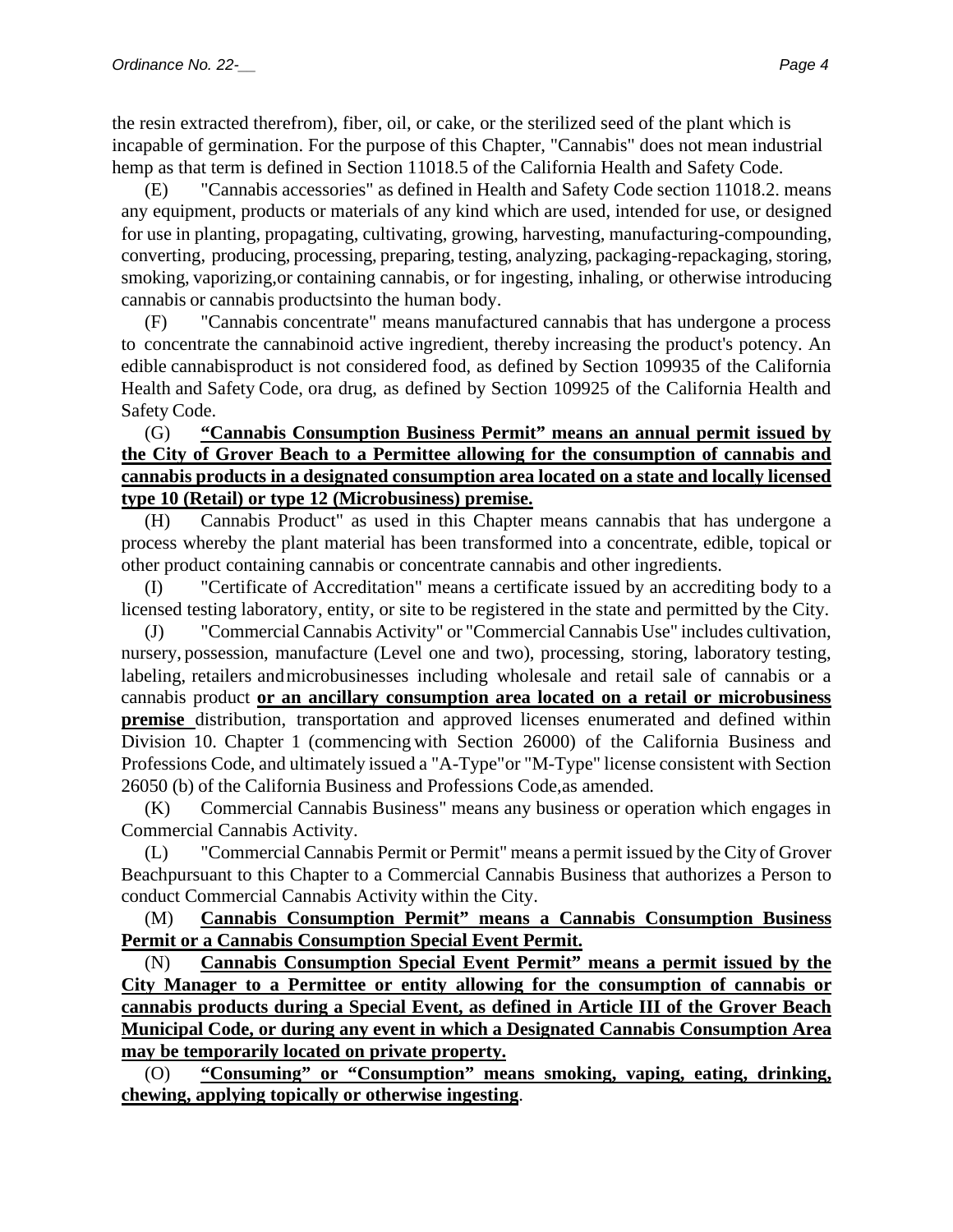the resin extracted therefrom), fiber, oil, or cake, or the sterilized seed of the plant which is incapable of germination. For the purpose of this Chapter, "Cannabis" does not mean industrial hemp as that term is defined in Section 11018.5 of the California Health and Safety Code.

(E) "Cannabis accessories" as defined in Health and Safety Code section 11018.2. means any equipment, products or materials of any kind which are used, intended for use, or designed for use in planting, propagating, cultivating, growing, harvesting, manufacturing-compounding, converting, producing, processing, preparing, testing, analyzing, packaging-repackaging, storing, smoking, vaporizing,or containing cannabis, or for ingesting, inhaling, or otherwise introducing cannabis or cannabis productsinto the human body.

(F) "Cannabis concentrate" means manufactured cannabis that has undergone a process to concentrate the cannabinoid active ingredient, thereby increasing the product's potency. An edible cannabisproduct is not considered food, as defined by Section 109935 of the California Health and Safety Code, ora drug, as defined by Section 109925 of the California Health and Safety Code.

(G) **"Cannabis Consumption Business Permit" means an annual permit issued by the City of Grover Beach to a Permittee allowing for the consumption of cannabis and cannabis products in a designated consumption area located on a state and locally licensed type 10 (Retail) or type 12 (Microbusiness) premise.**

(H) Cannabis Product" as used in this Chapter means cannabis that has undergone a process whereby the plant material has been transformed into a concentrate, edible, topical or other product containing cannabis or concentrate cannabis and other ingredients.

(I) "Certificate of Accreditation" means a certificate issued by an accrediting body to a licensed testing laboratory, entity, or site to be registered in the state and permitted by the City.

(J) "Commercial Cannabis Activity" or "Commercial Cannabis Use" includes cultivation, nursery, possession, manufacture (Level one and two), processing, storing, laboratory testing, labeling, retailers andmicrobusinesses including wholesale and retail sale of cannabis or a cannabis product **or an ancillary consumption area located on a retail or microbusiness premise** distribution, transportation and approved licenses enumerated and defined within Division 10. Chapter 1 (commencing with Section 26000) of the California Business and Professions Code, and ultimately issued a "A-Type"or "M-Type" license consistent with Section 26050 (b) of the California Business and Professions Code,as amended.

(K) Commercial Cannabis Business" means any business or operation which engages in Commercial Cannabis Activity.

(L) "Commercial Cannabis Permit or Permit" means a permit issued by the City of Grover Beachpursuant to this Chapter to a Commercial Cannabis Business that authorizes a Person to conduct Commercial Cannabis Activity within the City.

(M) **Cannabis Consumption Permit" means a Cannabis Consumption Business Permit or a Cannabis Consumption Special Event Permit.**

(N) **Cannabis Consumption Special Event Permit" means a permit issued by the City Manager to a Permittee or entity allowing for the consumption of cannabis or cannabis products during a Special Event, as defined in Article III of the Grover Beach Municipal Code, or during any event in which a Designated Cannabis Consumption Area may be temporarily located on private property.**

(O) **"Consuming" or "Consumption" means smoking, vaping, eating, drinking, chewing, applying topically or otherwise ingesting**.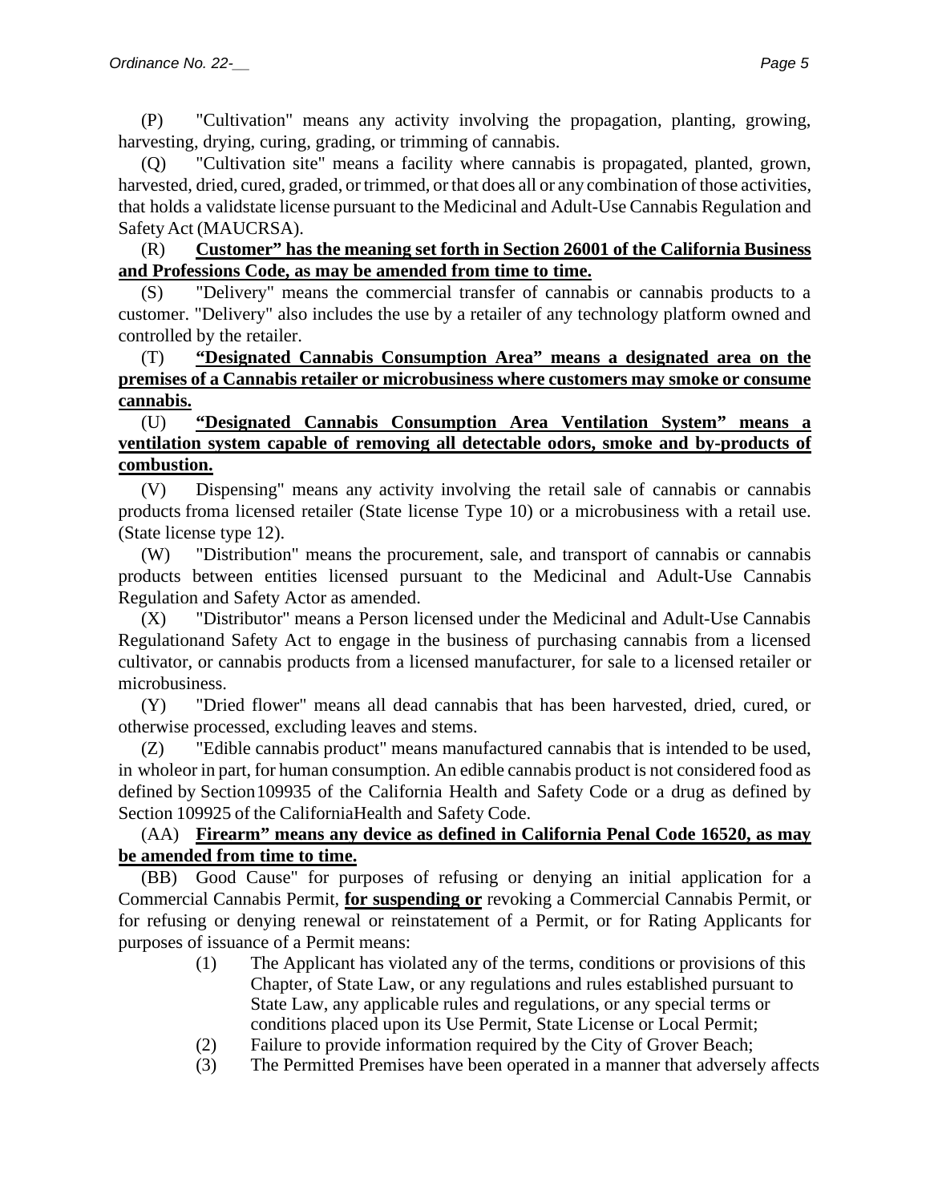(P) "Cultivation" means any activity involving the propagation, planting, growing, harvesting, drying, curing, grading, or trimming of cannabis.

(Q) "Cultivation site" means a facility where cannabis is propagated, planted, grown, harvested, dried, cured, graded, or trimmed, or that does all or any combination of those activities, that holds a validstate license pursuant to the Medicinal and Adult-Use Cannabis Regulation and Safety Act (MAUCRSA).

(R) **<u>Customer" has the meaning set forth in Section 26001 of the California Business and Professions Code, as may be amended from time to time.</u>**

(S) "Delivery" means the commercial transfer of cannabis or cannabis products to a customer. "Delivery" also includes the use by a retailer of any technology platform owned and controlled by the retailer.

(T) **<u>"Designated Cannabis Consumption Area" means a designated area on the premises of a Cannabis retailer or microbusiness where customers may smoke or consume cannabis.</u>**

(U) **<u>"Designated Cannabis Consumption Area Ventilation System" means a ventilation system capable of removing all detectable odors, smoke and by-products of combustion.</u>**

(V) Dispensing" means any activity involving the retail sale of cannabis or cannabis products froma licensed retailer (State license Type 10) or a microbusiness with a retail use. (State license type 12).

(W) "Distribution" means the procurement, sale, and transport of cannabis or cannabis products between entities licensed pursuant to the Medicinal and Adult-Use Cannabis Regulation and Safety Actor as amended.

(X) "Distributor" means a Person licensed under the Medicinal and Adult-Use Cannabis Regulationand Safety Act to engage in the business of purchasing cannabis from a licensed cultivator, or cannabis products from a licensed manufacturer, for sale to a licensed retailer or microbusiness.

(Y) "Dried flower" means all dead cannabis that has been harvested, dried, cured, or otherwise processed, excluding leaves and stems.

(Z) "Edible cannabis product" means manufactured cannabis that is intended to be used, in wholeor in part, for human consumption. An edible cannabis product is not considered food as defined by Section109935 of the California Health and Safety Code or a drug as defined by Section 109925 of the CaliforniaHealth and Safety Code.

(AA) **<u>Firearm" means any device as defined in California Penal Code 16520, as may be amended from time to time.</u>**

(BB) Good Cause" for purposes of refusing or denying an initial application for a Commercial Cannabis Permit, **<u>for suspending or</u>** revoking a Commercial Cannabis Permit, or for refusing or denying renewal or reinstatement of a Permit, or for Rating Applicants for purposes of issuance of a Permit means:

(1) The Applicant has violated any of the terms, conditions or provisions of this Chapter, of State Law, or any regulations and rules established pursuant to State Law, any applicable rules and regulations, or any special terms or conditions placed upon its Use Permit, State License or Local Permit;

(2) Failure to provide information required by the City of Grover Beach;

(3) The Permitted Premises have been operated in a manner that adversely affects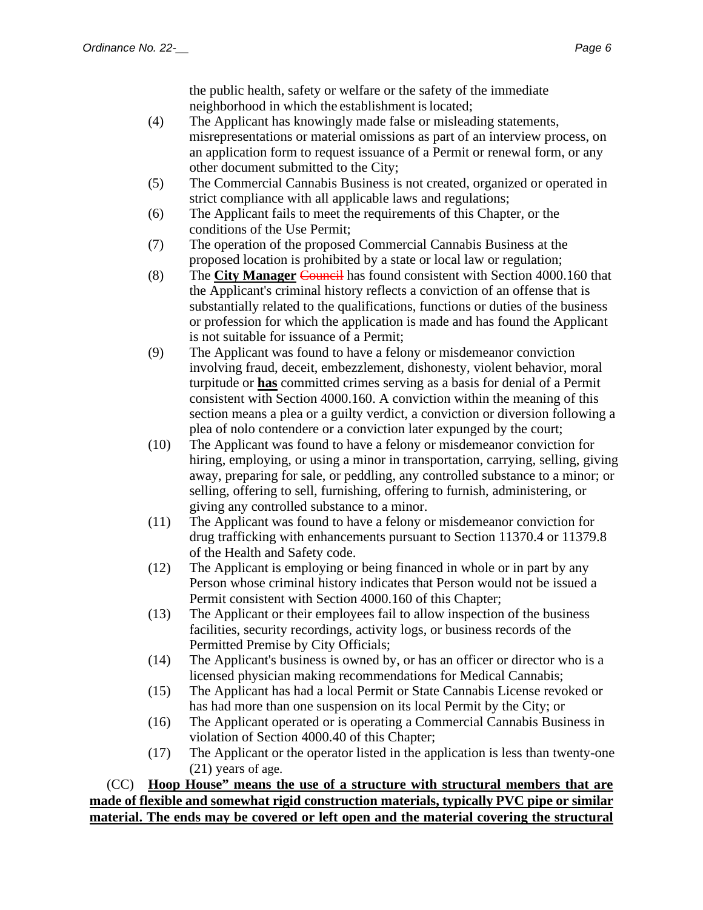the public health, safety or welfare or the safety of the immediate neighborhood in which the establishment is located;

(4) The Applicant has knowingly made false or misleading statements, misrepresentations or material omissions as part of an interview process, on an application form to request issuance of a Permit or renewal form, or any other document submitted to the City;

(5) The Commercial Cannabis Business is not created, organized or operated in strict compliance with all applicable laws and regulations;

(6) The Applicant fails to meet the requirements of this Chapter, or the conditions of the Use Permit;

(7) The operation of the proposed Commercial Cannabis Business at the proposed location is prohibited by a state or local law or regulation;

(8) The <u>**City Manager**</u> ~~Council~~ has found consistent with Section 4000.160 that the Applicant's criminal history reflects a conviction of an offense that is substantially related to the qualifications, functions or duties of the business or profession for which the application is made and has found the Applicant is not suitable for issuance of a Permit;

(9) The Applicant was found to have a felony or misdemeanor conviction involving fraud, deceit, embezzlement, dishonesty, violent behavior, moral turpitude or <u>**has**</u> committed crimes serving as a basis for denial of a Permit consistent with Section 4000.160. A conviction within the meaning of this section means a plea or a guilty verdict, a conviction or diversion following a plea of nolo contendere or a conviction later expunged by the court;

(10) The Applicant was found to have a felony or misdemeanor conviction for hiring, employing, or using a minor in transportation, carrying, selling, giving away, preparing for sale, or peddling, any controlled substance to a minor; or selling, offering to sell, furnishing, offering to furnish, administering, or giving any controlled substance to a minor.

(11) The Applicant was found to have a felony or misdemeanor conviction for drug trafficking with enhancements pursuant to Section 11370.4 or 11379.8 of the Health and Safety code.

(12) The Applicant is employing or being financed in whole or in part by any Person whose criminal history indicates that Person would not be issued a Permit consistent with Section 4000.160 of this Chapter;

(13) The Applicant or their employees fail to allow inspection of the business facilities, security recordings, activity logs, or business records of the Permitted Premise by City Officials;

(14) The Applicant's business is owned by, or has an officer or director who is a licensed physician making recommendations for Medical Cannabis;

(15) The Applicant has had a local Permit or State Cannabis License revoked or has had more than one suspension on its local Permit by the City; or

(16) The Applicant operated or is operating a Commercial Cannabis Business in violation of Section 4000.40 of this Chapter;

(17) The Applicant or the operator listed in the application is less than twenty-one (21) years of age.

(CC) <u>**Hoop House" means the use of a structure with structural members that are made of flexible and somewhat rigid construction materials, typically PVC pipe or similar material. The ends may be covered or left open and the material covering the structural**</u>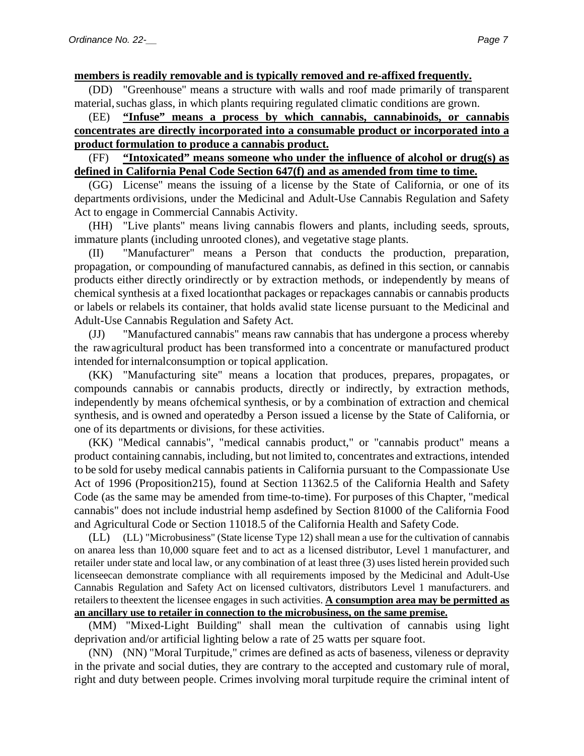**members is readily removable and is typically removed and re-affixed frequently.**

(DD) "Greenhouse" means a structure with walls and roof made primarily of transparent material, suchas glass, in which plants requiring regulated climatic conditions are grown.

(EE) **"Infuse" means a process by which cannabis, cannabinoids, or cannabis concentrates are directly incorporated into a consumable product or incorporated into a product formulation to produce a cannabis product.**

(FF) **"Intoxicated" means someone who under the influence of alcohol or drug(s) as defined in California Penal Code Section 647(f) and as amended from time to time.**

(GG) License" means the issuing of a license by the State of California, or one of its departments ordivisions, under the Medicinal and Adult-Use Cannabis Regulation and Safety Act to engage in Commercial Cannabis Activity.

(HH) "Live plants" means living cannabis flowers and plants, including seeds, sprouts, immature plants (including unrooted clones), and vegetative stage plants.

(II) "Manufacturer" means a Person that conducts the production, preparation, propagation, or compounding of manufactured cannabis, as defined in this section, or cannabis products either directly orindirectly or by extraction methods, or independently by means of chemical synthesis at a fixed locationthat packages or repackages cannabis or cannabis products or labels or relabels its container, that holds avalid state license pursuant to the Medicinal and Adult-Use Cannabis Regulation and Safety Act.

(JJ) "Manufactured cannabis" means raw cannabis that has undergone a process whereby the rawagricultural product has been transformed into a concentrate or manufactured product intended for internalconsumption or topical application.

(KK) "Manufacturing site" means a location that produces, prepares, propagates, or compounds cannabis or cannabis products, directly or indirectly, by extraction methods, independently by means ofchemical synthesis, or by a combination of extraction and chemical synthesis, and is owned and operatedby a Person issued a license by the State of California, or one of its departments or divisions, for these activities.

(KK) "Medical cannabis", "medical cannabis product," or "cannabis product" means a product containing cannabis, including, but not limited to, concentrates and extractions, intended to be sold for useby medical cannabis patients in California pursuant to the Compassionate Use Act of 1996 (Proposition215), found at Section 11362.5 of the California Health and Safety Code (as the same may be amended from time-to-time). For purposes of this Chapter, "medical cannabis" does not include industrial hemp asdefined by Section 81000 of the California Food and Agricultural Code or Section 11018.5 of the California Health and Safety Code.

(LL) (LL) "Microbusiness" (State license Type 12) shall mean a use for the cultivation of cannabis on anarea less than 10,000 square feet and to act as a licensed distributor, Level 1 manufacturer, and retailer under state and local law, or any combination of at least three (3) uses listed herein provided such licenseecan demonstrate compliance with all requirements imposed by the Medicinal and Adult-Use Cannabis Regulation and Safety Act on licensed cultivators, distributors Level 1 manufacturers. and retailers to theextent the licensee engages in such activities. **A consumption area may be permitted as an ancillary use to retailer in connection to the microbusiness, on the same premise.**

(MM) "Mixed-Light Building" shall mean the cultivation of cannabis using light deprivation and/or artificial lighting below a rate of 25 watts per square foot.

(NN) (NN) "Moral Turpitude," crimes are defined as acts of baseness, vileness or depravity in the private and social duties, they are contrary to the accepted and customary rule of moral, right and duty between people. Crimes involving moral turpitude require the criminal intent of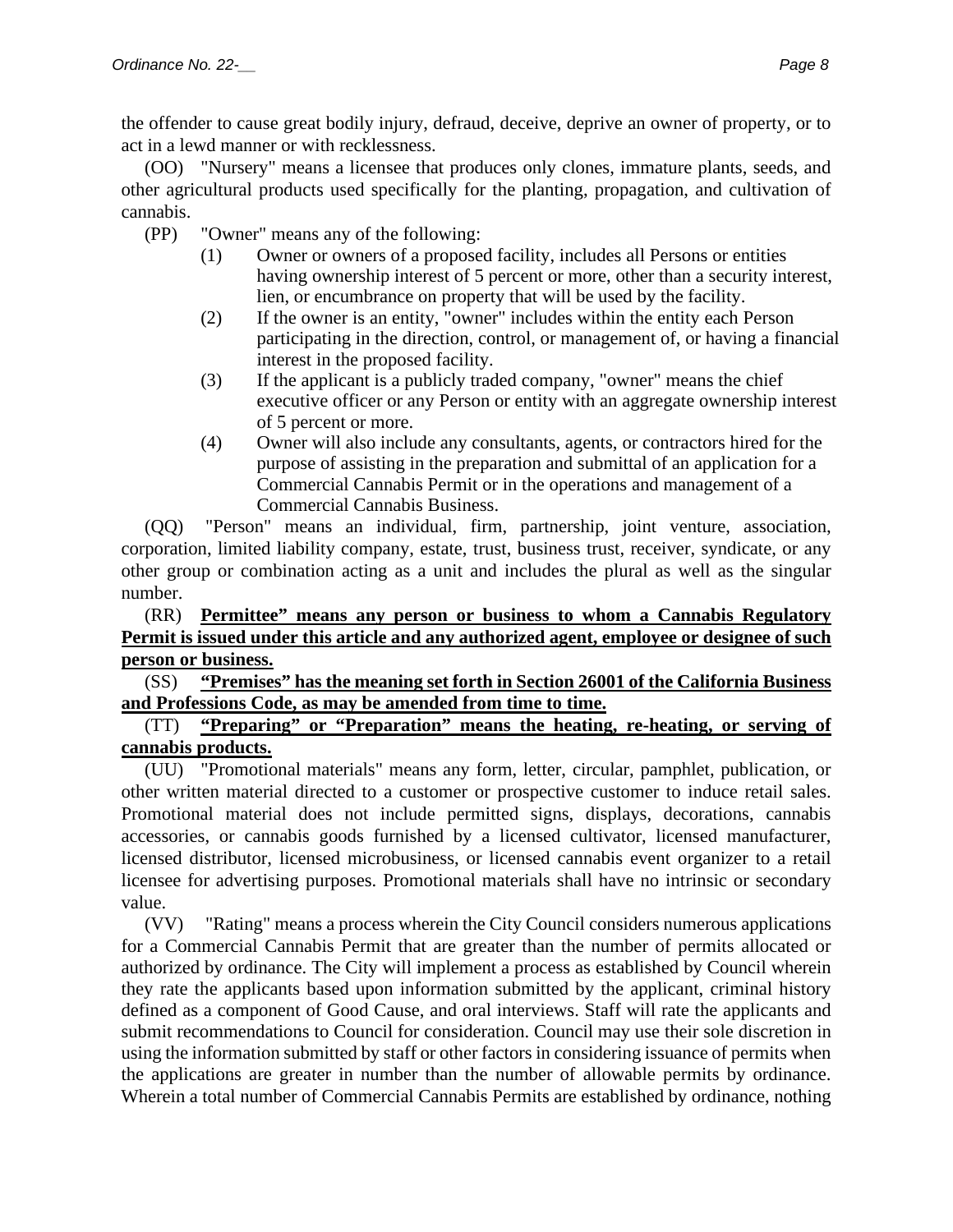the offender to cause great bodily injury, defraud, deceive, deprive an owner of property, or to act in a lewd manner or with recklessness.

(OO) "Nursery" means a licensee that produces only clones, immature plants, seeds, and other agricultural products used specifically for the planting, propagation, and cultivation of cannabis.

(PP) "Owner" means any of the following:

(1) Owner or owners of a proposed facility, includes all Persons or entities having ownership interest of 5 percent or more, other than a security interest, lien, or encumbrance on property that will be used by the facility.

(2) If the owner is an entity, "owner" includes within the entity each Person participating in the direction, control, or management of, or having a financial interest in the proposed facility.

(3) If the applicant is a publicly traded company, "owner" means the chief executive officer or any Person or entity with an aggregate ownership interest of 5 percent or more.

(4) Owner will also include any consultants, agents, or contractors hired for the purpose of assisting in the preparation and submittal of an application for a Commercial Cannabis Permit or in the operations and management of a Commercial Cannabis Business.

(QQ) "Person" means an individual, firm, partnership, joint venture, association, corporation, limited liability company, estate, trust, business trust, receiver, syndicate, or any other group or combination acting as a unit and includes the plural as well as the singular number.

(RR) **Permittee" means any person or business to whom a Cannabis Regulatory Permit is issued under this article and any authorized agent, employee or designee of such person or business.**

(SS) **"Premises" has the meaning set forth in Section 26001 of the California Business and Professions Code, as may be amended from time to time.**

(TT) **"Preparing" or "Preparation" means the heating, re-heating, or serving of cannabis products.**

(UU) "Promotional materials" means any form, letter, circular, pamphlet, publication, or other written material directed to a customer or prospective customer to induce retail sales. Promotional material does not include permitted signs, displays, decorations, cannabis accessories, or cannabis goods furnished by a licensed cultivator, licensed manufacturer, licensed distributor, licensed microbusiness, or licensed cannabis event organizer to a retail licensee for advertising purposes. Promotional materials shall have no intrinsic or secondary value.

(VV) "Rating" means a process wherein the City Council considers numerous applications for a Commercial Cannabis Permit that are greater than the number of permits allocated or authorized by ordinance. The City will implement a process as established by Council wherein they rate the applicants based upon information submitted by the applicant, criminal history defined as a component of Good Cause, and oral interviews. Staff will rate the applicants and submit recommendations to Council for consideration. Council may use their sole discretion in using the information submitted by staff or other factors in considering issuance of permits when the applications are greater in number than the number of allowable permits by ordinance. Wherein a total number of Commercial Cannabis Permits are established by ordinance, nothing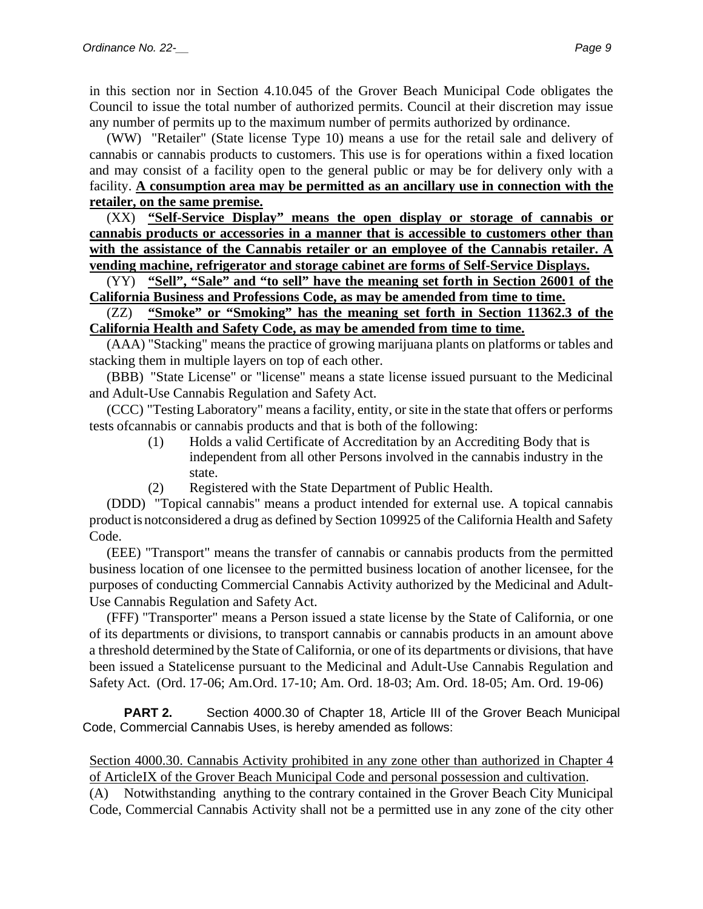in this section nor in Section 4.10.045 of the Grover Beach Municipal Code obligates the Council to issue the total number of authorized permits. Council at their discretion may issue any number of permits up to the maximum number of permits authorized by ordinance.

(WW) "Retailer" (State license Type 10) means a use for the retail sale and delivery of cannabis or cannabis products to customers. This use is for operations within a fixed location and may consist of a facility open to the general public or may be for delivery only with a facility. **A consumption area may be permitted as an ancillary use in connection with the retailer, on the same premise.**

(XX) **"Self-Service Display" means the open display or storage of cannabis or cannabis products or accessories in a manner that is accessible to customers other than with the assistance of the Cannabis retailer or an employee of the Cannabis retailer. A vending machine, refrigerator and storage cabinet are forms of Self-Service Displays.**

(YY) **"Sell", "Sale" and "to sell" have the meaning set forth in Section 26001 of the California Business and Professions Code, as may be amended from time to time.**

(ZZ) **"Smoke" or "Smoking" has the meaning set forth in Section 11362.3 of the California Health and Safety Code, as may be amended from time to time.**

(AAA) "Stacking" means the practice of growing marijuana plants on platforms or tables and stacking them in multiple layers on top of each other.

(BBB) "State License" or "license" means a state license issued pursuant to the Medicinal and Adult-Use Cannabis Regulation and Safety Act.

(CCC) "Testing Laboratory" means a facility, entity, or site in the state that offers or performs tests ofcannabis or cannabis products and that is both of the following:

(1) Holds a valid Certificate of Accreditation by an Accrediting Body that is independent from all other Persons involved in the cannabis industry in the state.

(2) Registered with the State Department of Public Health.

(DDD) "Topical cannabis" means a product intended for external use. A topical cannabis product is notconsidered a drug as defined by Section 109925 of the California Health and Safety Code.

(EEE) "Transport" means the transfer of cannabis or cannabis products from the permitted business location of one licensee to the permitted business location of another licensee, for the purposes of conducting Commercial Cannabis Activity authorized by the Medicinal and Adult-Use Cannabis Regulation and Safety Act.

(FFF) "Transporter" means a Person issued a state license by the State of California, or one of its departments or divisions, to transport cannabis or cannabis products in an amount above a threshold determined by the State of California, or one of its departments or divisions, that have been issued a Statelicense pursuant to the Medicinal and Adult-Use Cannabis Regulation and Safety Act. (Ord. 17-06; Am.Ord. 17-10; Am. Ord. 18-03; Am. Ord. 18-05; Am. Ord. 19-06)

**PART 2.** Section 4000.30 of Chapter 18, Article III of the Grover Beach Municipal Code, Commercial Cannabis Uses, is hereby amended as follows:

<u>Section 4000.30. Cannabis Activity prohibited in any zone other than authorized in Chapter 4 of ArticleIX of the Grover Beach Municipal Code and personal possession and cultivation</u>.

(A) Notwithstanding anything to the contrary contained in the Grover Beach City Municipal Code, Commercial Cannabis Activity shall not be a permitted use in any zone of the city other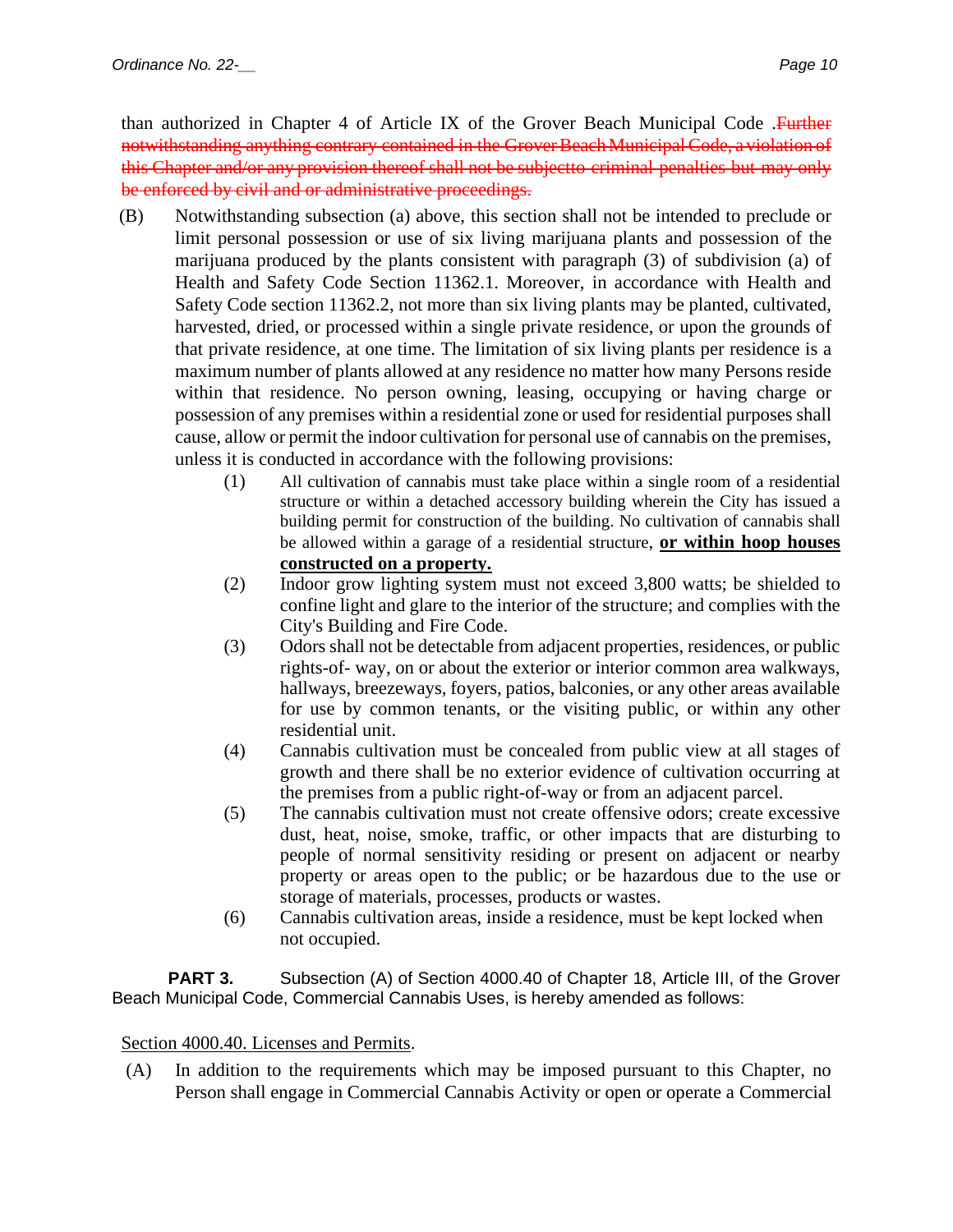than authorized in Chapter 4 of Article IX of the Grover Beach Municipal Code .~~Further notwithstanding anything contrary contained in the Grover Beach Municipal Code, a violation of this Chapter and/or any provision thereof shall not be subjectto criminal penalties but may only be enforced by civil and or administrative proceedings.~~

(B) Notwithstanding subsection (a) above, this section shall not be intended to preclude or limit personal possession or use of six living marijuana plants and possession of the marijuana produced by the plants consistent with paragraph (3) of subdivision (a) of Health and Safety Code Section 11362.1. Moreover, in accordance with Health and Safety Code section 11362.2, not more than six living plants may be planted, cultivated, harvested, dried, or processed within a single private residence, or upon the grounds of that private residence, at one time. The limitation of six living plants per residence is a maximum number of plants allowed at any residence no matter how many Persons reside within that residence. No person owning, leasing, occupying or having charge or possession of any premises within a residential zone or used for residential purposes shall cause, allow or permit the indoor cultivation for personal use of cannabis on the premises, unless it is conducted in accordance with the following provisions:

(1) All cultivation of cannabis must take place within a single room of a residential structure or within a detached accessory building wherein the City has issued a building permit for construction of the building. No cultivation of cannabis shall be allowed within a garage of a residential structure, **<u>or within hoop houses constructed on a property.</u>**

(2) Indoor grow lighting system must not exceed 3,800 watts; be shielded to confine light and glare to the interior of the structure; and complies with the City's Building and Fire Code.

(3) Odors shall not be detectable from adjacent properties, residences, or public rights-of- way, on or about the exterior or interior common area walkways, hallways, breezeways, foyers, patios, balconies, or any other areas available for use by common tenants, or the visiting public, or within any other residential unit.

(4) Cannabis cultivation must be concealed from public view at all stages of growth and there shall be no exterior evidence of cultivation occurring at the premises from a public right-of-way or from an adjacent parcel.

(5) The cannabis cultivation must not create offensive odors; create excessive dust, heat, noise, smoke, traffic, or other impacts that are disturbing to people of normal sensitivity residing or present on adjacent or nearby property or areas open to the public; or be hazardous due to the use or storage of materials, processes, products or wastes.

(6) Cannabis cultivation areas, inside a residence, must be kept locked when not occupied.

**PART 3.** Subsection (A) of Section 4000.40 of Chapter 18, Article III, of the Grover Beach Municipal Code, Commercial Cannabis Uses, is hereby amended as follows:

<u>Section 4000.40. Licenses and Permits</u>.

(A) In addition to the requirements which may be imposed pursuant to this Chapter, no Person shall engage in Commercial Cannabis Activity or open or operate a Commercial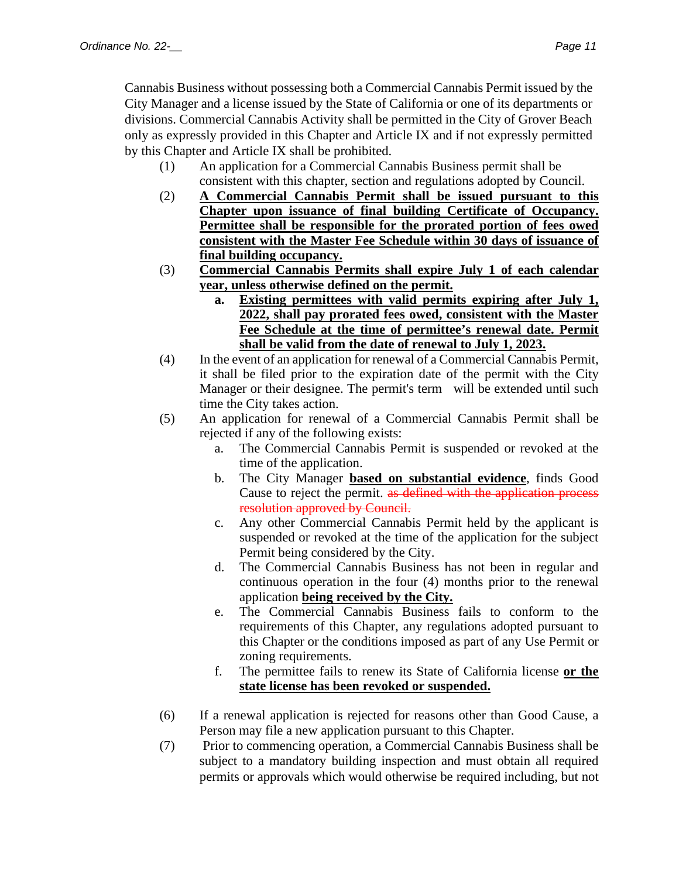Cannabis Business without possessing both a Commercial Cannabis Permit issued by the City Manager and a license issued by the State of California or one of its departments or divisions. Commercial Cannabis Activity shall be permitted in the City of Grover Beach only as expressly provided in this Chapter and Article IX and if not expressly permitted by this Chapter and Article IX shall be prohibited.

(1) An application for a Commercial Cannabis Business permit shall be consistent with this chapter, section and regulations adopted by Council.

(2) **A Commercial Cannabis Permit shall be issued pursuant to this Chapter upon issuance of final building Certificate of Occupancy. Permittee shall be responsible for the prorated portion of fees owed consistent with the Master Fee Schedule within 30 days of issuance of final building occupancy.**

(3) **Commercial Cannabis Permits shall expire July 1 of each calendar year, unless otherwise defined on the permit.**

  a. **Existing permittees with valid permits expiring after July 1, 2022, shall pay prorated fees owed, consistent with the Master Fee Schedule at the time of permittee's renewal date. Permit shall be valid from the date of renewal to July 1, 2023.**

(4) In the event of an application for renewal of a Commercial Cannabis Permit, it shall be filed prior to the expiration date of the permit with the City Manager or their designee. The permit's term will be extended until such time the City takes action.

(5) An application for renewal of a Commercial Cannabis Permit shall be rejected if any of the following exists:

  a. The Commercial Cannabis Permit is suspended or revoked at the time of the application.

  b. The City Manager **based on substantial evidence**, finds Good Cause to reject the permit. ~~as defined with the application process resolution approved by Council.~~

  c. Any other Commercial Cannabis Permit held by the applicant is suspended or revoked at the time of the application for the subject Permit being considered by the City.

  d. The Commercial Cannabis Business has not been in regular and continuous operation in the four (4) months prior to the renewal application **being received by the City.**

  e. The Commercial Cannabis Business fails to conform to the requirements of this Chapter, any regulations adopted pursuant to this Chapter or the conditions imposed as part of any Use Permit or zoning requirements.

  f. The permittee fails to renew its State of California license **or the state license has been revoked or suspended.**

(6) If a renewal application is rejected for reasons other than Good Cause, a Person may file a new application pursuant to this Chapter.

(7) Prior to commencing operation, a Commercial Cannabis Business shall be subject to a mandatory building inspection and must obtain all required permits or approvals which would otherwise be required including, but not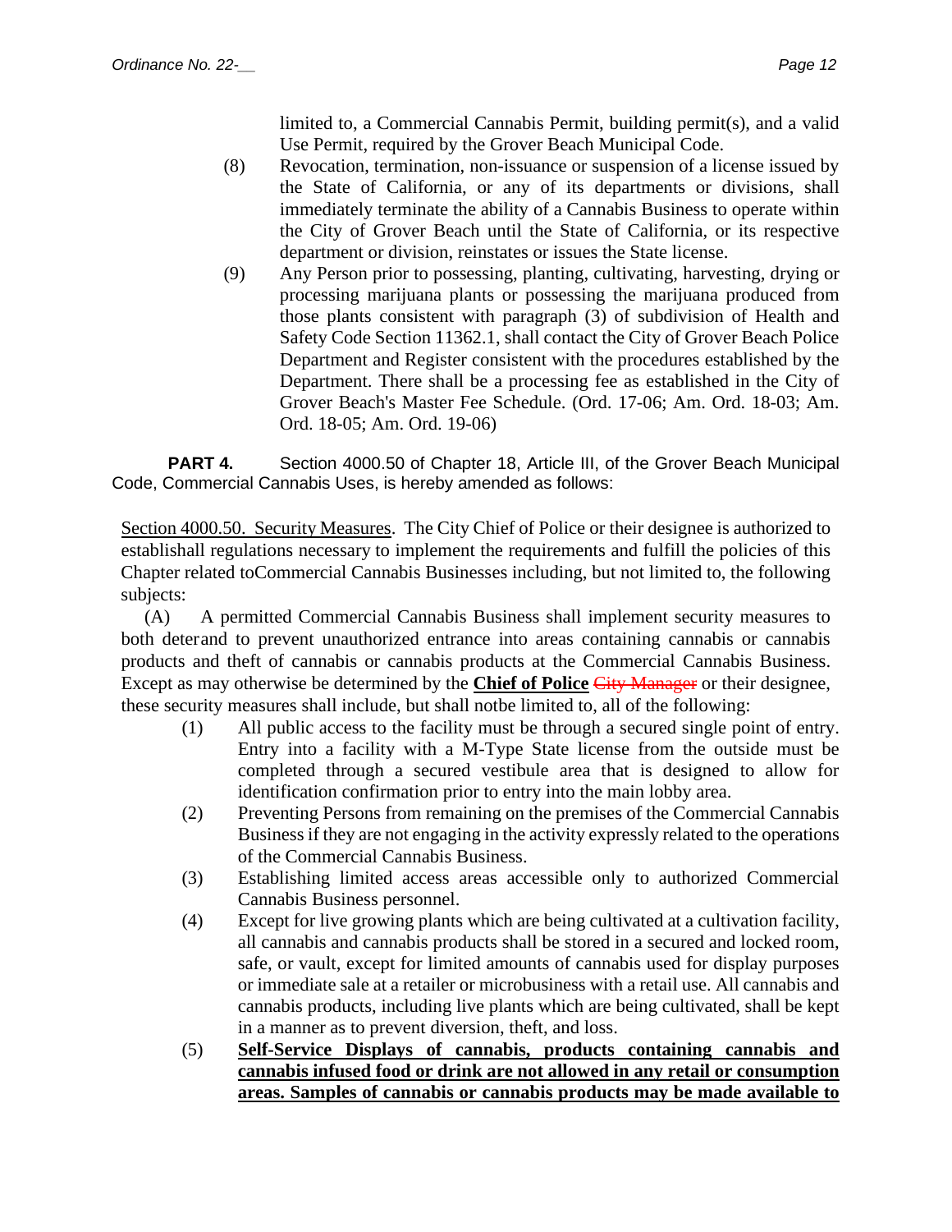limited to, a Commercial Cannabis Permit, building permit(s), and a valid Use Permit, required by the Grover Beach Municipal Code.

(8) Revocation, termination, non-issuance or suspension of a license issued by the State of California, or any of its departments or divisions, shall immediately terminate the ability of a Cannabis Business to operate within the City of Grover Beach until the State of California, or its respective department or division, reinstates or issues the State license.

(9) Any Person prior to possessing, planting, cultivating, harvesting, drying or processing marijuana plants or possessing the marijuana produced from those plants consistent with paragraph (3) of subdivision of Health and Safety Code Section 11362.1, shall contact the City of Grover Beach Police Department and Register consistent with the procedures established by the Department. There shall be a processing fee as established in the City of Grover Beach's Master Fee Schedule. (Ord. 17-06; Am. Ord. 18-03; Am. Ord. 18-05; Am. Ord. 19-06)

**PART 4.** Section 4000.50 of Chapter 18, Article III, of the Grover Beach Municipal Code, Commercial Cannabis Uses, is hereby amended as follows:

Section 4000.50. Security Measures. The City Chief of Police or their designee is authorized to establishall regulations necessary to implement the requirements and fulfill the policies of this Chapter related toCommercial Cannabis Businesses including, but not limited to, the following subjects:

(A) A permitted Commercial Cannabis Business shall implement security measures to both deterand to prevent unauthorized entrance into areas containing cannabis or cannabis products and theft of cannabis or cannabis products at the Commercial Cannabis Business. Except as may otherwise be determined by the **Chief of Police** ~~City Manager~~ or their designee, these security measures shall include, but shall notbe limited to, all of the following:

(1) All public access to the facility must be through a secured single point of entry. Entry into a facility with a M-Type State license from the outside must be completed through a secured vestibule area that is designed to allow for identification confirmation prior to entry into the main lobby area.

(2) Preventing Persons from remaining on the premises of the Commercial Cannabis Business if they are not engaging in the activity expressly related to the operations of the Commercial Cannabis Business.

(3) Establishing limited access areas accessible only to authorized Commercial Cannabis Business personnel.

(4) Except for live growing plants which are being cultivated at a cultivation facility, all cannabis and cannabis products shall be stored in a secured and locked room, safe, or vault, except for limited amounts of cannabis used for display purposes or immediate sale at a retailer or microbusiness with a retail use. All cannabis and cannabis products, including live plants which are being cultivated, shall be kept in a manner as to prevent diversion, theft, and loss.

(5) **Self-Service Displays of cannabis, products containing cannabis and cannabis infused food or drink are not allowed in any retail or consumption areas. Samples of cannabis or cannabis products may be made available to**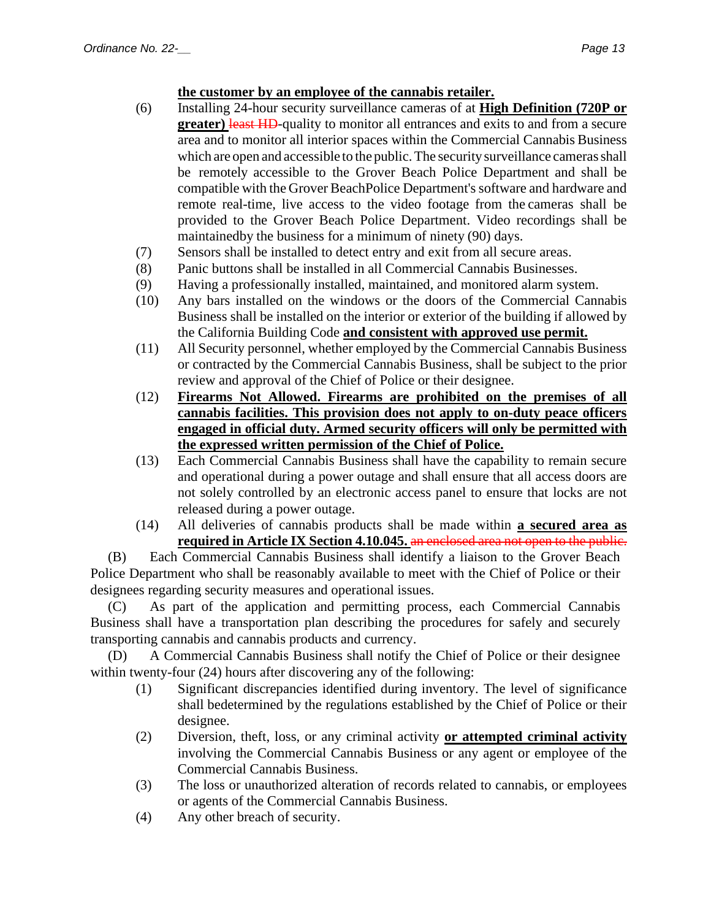**the customer by an employee of the cannabis retailer.**

(6) Installing 24-hour security surveillance cameras of at **High Definition (720P or greater)** ~~least HD~~-quality to monitor all entrances and exits to and from a secure area and to monitor all interior spaces within the Commercial Cannabis Business which are open and accessible to the public. The security surveillance cameras shall be remotely accessible to the Grover Beach Police Department and shall be compatible with the Grover BeachPolice Department's software and hardware and remote real-time, live access to the video footage from the cameras shall be provided to the Grover Beach Police Department. Video recordings shall be maintainedby the business for a minimum of ninety (90) days.

(7) Sensors shall be installed to detect entry and exit from all secure areas.

(8) Panic buttons shall be installed in all Commercial Cannabis Businesses.

(9) Having a professionally installed, maintained, and monitored alarm system.

(10) Any bars installed on the windows or the doors of the Commercial Cannabis Business shall be installed on the interior or exterior of the building if allowed by the California Building Code **and consistent with approved use permit.**

(11) All Security personnel, whether employed by the Commercial Cannabis Business or contracted by the Commercial Cannabis Business, shall be subject to the prior review and approval of the Chief of Police or their designee.

(12) **Firearms Not Allowed. Firearms are prohibited on the premises of all cannabis facilities. This provision does not apply to on-duty peace officers engaged in official duty. Armed security officers will only be permitted with the expressed written permission of the Chief of Police.**

(13) Each Commercial Cannabis Business shall have the capability to remain secure and operational during a power outage and shall ensure that all access doors are not solely controlled by an electronic access panel to ensure that locks are not released during a power outage.

(14) All deliveries of cannabis products shall be made within **a secured area as required in Article IX Section 4.10.045.** ~~an enclosed area not open to the public.~~

(B) Each Commercial Cannabis Business shall identify a liaison to the Grover Beach Police Department who shall be reasonably available to meet with the Chief of Police or their designees regarding security measures and operational issues.

(C) As part of the application and permitting process, each Commercial Cannabis Business shall have a transportation plan describing the procedures for safely and securely transporting cannabis and cannabis products and currency.

(D) A Commercial Cannabis Business shall notify the Chief of Police or their designee within twenty-four (24) hours after discovering any of the following:

(1) Significant discrepancies identified during inventory. The level of significance shall bedetermined by the regulations established by the Chief of Police or their designee.

(2) Diversion, theft, loss, or any criminal activity **or attempted criminal activity** involving the Commercial Cannabis Business or any agent or employee of the Commercial Cannabis Business.

(3) The loss or unauthorized alteration of records related to cannabis, or employees or agents of the Commercial Cannabis Business.

(4) Any other breach of security.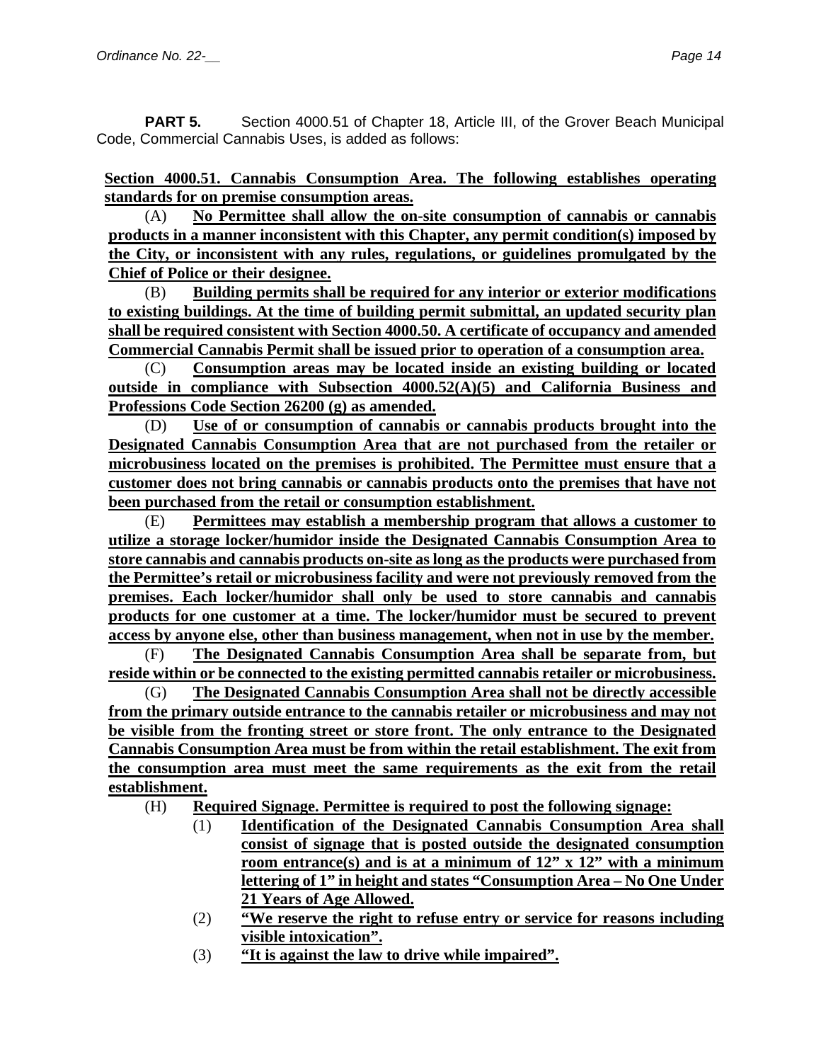**PART 5.** Section 4000.51 of Chapter 18, Article III, of the Grover Beach Municipal Code, Commercial Cannabis Uses, is added as follows:

**Section 4000.51. Cannabis Consumption Area. The following establishes operating standards for on premise consumption areas.**

(A) **No Permittee shall allow the on-site consumption of cannabis or cannabis products in a manner inconsistent with this Chapter, any permit condition(s) imposed by the City, or inconsistent with any rules, regulations, or guidelines promulgated by the Chief of Police or their designee.**

(B) **Building permits shall be required for any interior or exterior modifications to existing buildings. At the time of building permit submittal, an updated security plan shall be required consistent with Section 4000.50. A certificate of occupancy and amended Commercial Cannabis Permit shall be issued prior to operation of a consumption area.**

(C) **Consumption areas may be located inside an existing building or located outside in compliance with Subsection 4000.52(A)(5) and California Business and Professions Code Section 26200 (g) as amended.**

(D) **Use of or consumption of cannabis or cannabis products brought into the Designated Cannabis Consumption Area that are not purchased from the retailer or microbusiness located on the premises is prohibited. The Permittee must ensure that a customer does not bring cannabis or cannabis products onto the premises that have not been purchased from the retail or consumption establishment.**

(E) **Permittees may establish a membership program that allows a customer to utilize a storage locker/humidor inside the Designated Cannabis Consumption Area to store cannabis and cannabis products on-site as long as the products were purchased from the Permittee's retail or microbusiness facility and were not previously removed from the premises. Each locker/humidor shall only be used to store cannabis and cannabis products for one customer at a time. The locker/humidor must be secured to prevent access by anyone else, other than business management, when not in use by the member.**

(F) **The Designated Cannabis Consumption Area shall be separate from, but reside within or be connected to the existing permitted cannabis retailer or microbusiness.**

(G) **The Designated Cannabis Consumption Area shall not be directly accessible from the primary outside entrance to the cannabis retailer or microbusiness and may not be visible from the fronting street or store front. The only entrance to the Designated Cannabis Consumption Area must be from within the retail establishment. The exit from the consumption area must meet the same requirements as the exit from the retail establishment.**

(H) **Required Signage. Permittee is required to post the following signage:**

(1) **Identification of the Designated Cannabis Consumption Area shall consist of signage that is posted outside the designated consumption room entrance(s) and is at a minimum of 12" x 12" with a minimum lettering of 1" in height and states "Consumption Area – No One Under 21 Years of Age Allowed.**

(2) **"We reserve the right to refuse entry or service for reasons including visible intoxication".**

(3) **"It is against the law to drive while impaired".**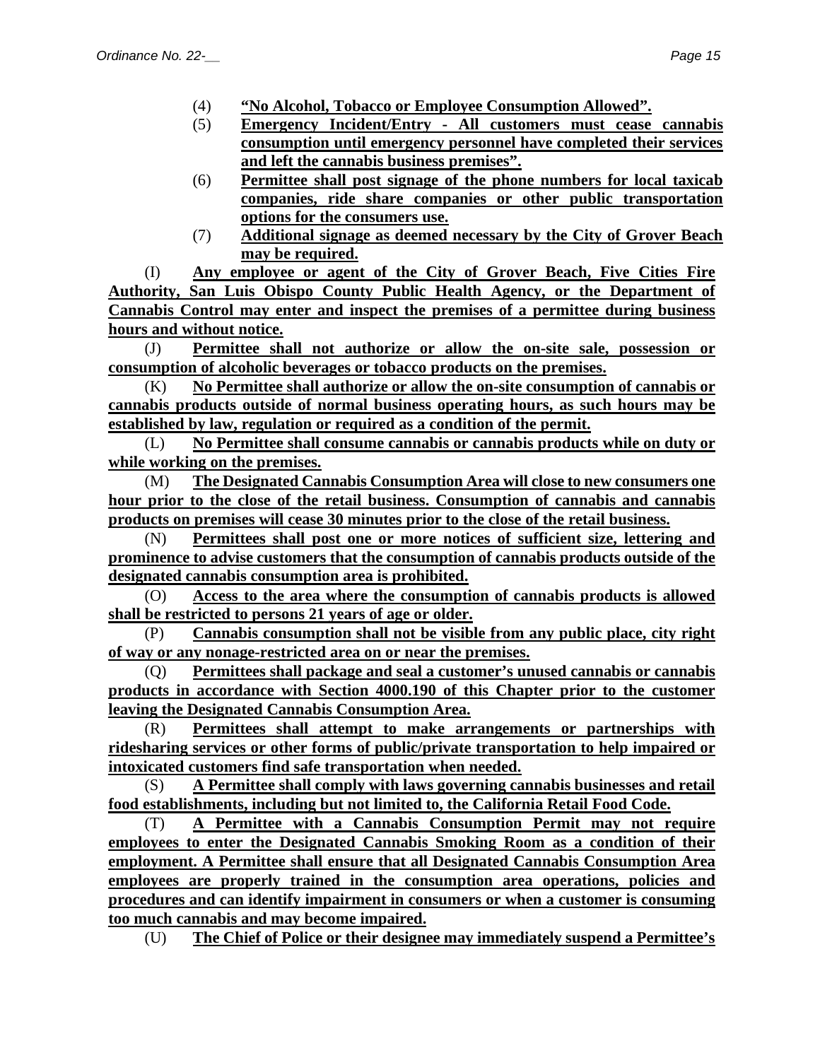(4) **<u>"No Alcohol, Tobacco or Employee Consumption Allowed".</u>**

(5) **<u>Emergency Incident/Entry - All customers must cease cannabis consumption until emergency personnel have completed their services and left the cannabis business premises".</u>**

(6) **<u>Permittee shall post signage of the phone numbers for local taxicab companies, ride share companies or other public transportation options for the consumers use.</u>**

(7) **<u>Additional signage as deemed necessary by the City of Grover Beach may be required.</u>**

(I) **<u>Any employee or agent of the City of Grover Beach, Five Cities Fire Authority, San Luis Obispo County Public Health Agency, or the Department of Cannabis Control may enter and inspect the premises of a permittee during business hours and without notice.</u>**

(J) **<u>Permittee shall not authorize or allow the on-site sale, possession or consumption of alcoholic beverages or tobacco products on the premises.</u>**

(K) **<u>No Permittee shall authorize or allow the on-site consumption of cannabis or cannabis products outside of normal business operating hours, as such hours may be established by law, regulation or required as a condition of the permit.</u>**

(L) **<u>No Permittee shall consume cannabis or cannabis products while on duty or while working on the premises.</u>**

(M) **<u>The Designated Cannabis Consumption Area will close to new consumers one hour prior to the close of the retail business. Consumption of cannabis and cannabis products on premises will cease 30 minutes prior to the close of the retail business.</u>**

(N) **<u>Permittees shall post one or more notices of sufficient size, lettering and prominence to advise customers that the consumption of cannabis products outside of the designated cannabis consumption area is prohibited.</u>**

(O) **<u>Access to the area where the consumption of cannabis products is allowed shall be restricted to persons 21 years of age or older.</u>**

(P) **<u>Cannabis consumption shall not be visible from any public place, city right of way or any nonage-restricted area on or near the premises.</u>**

(Q) **<u>Permittees shall package and seal a customer's unused cannabis or cannabis products in accordance with Section 4000.190 of this Chapter prior to the customer leaving the Designated Cannabis Consumption Area.</u>**

(R) **<u>Permittees shall attempt to make arrangements or partnerships with ridesharing services or other forms of public/private transportation to help impaired or intoxicated customers find safe transportation when needed.</u>**

(S) **<u>A Permittee shall comply with laws governing cannabis businesses and retail food establishments, including but not limited to, the California Retail Food Code.</u>**

(T) **<u>A Permittee with a Cannabis Consumption Permit may not require employees to enter the Designated Cannabis Smoking Room as a condition of their employment. A Permittee shall ensure that all Designated Cannabis Consumption Area employees are properly trained in the consumption area operations, policies and procedures and can identify impairment in consumers or when a customer is consuming too much cannabis and may become impaired.</u>**

(U) **<u>The Chief of Police or their designee may immediately suspend a Permittee's</u>**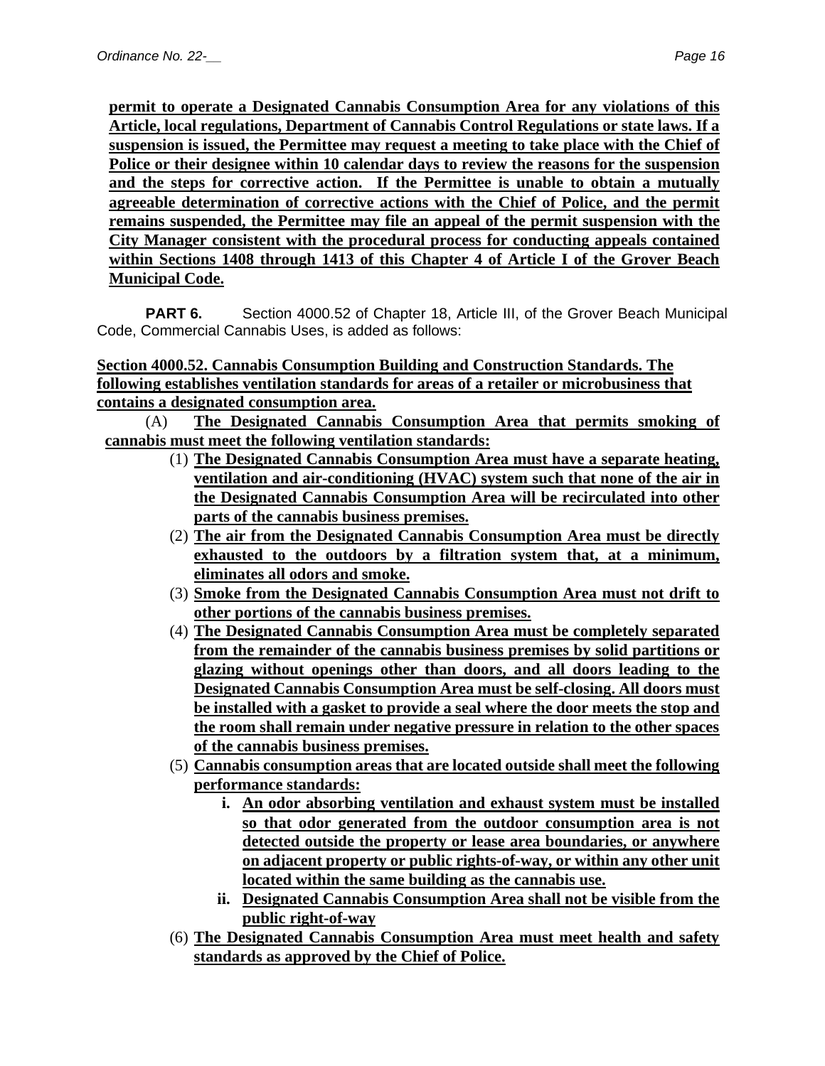**permit to operate a Designated Cannabis Consumption Area for any violations of this Article, local regulations, Department of Cannabis Control Regulations or state laws. If a suspension is issued, the Permittee may request a meeting to take place with the Chief of Police or their designee within 10 calendar days to review the reasons for the suspension and the steps for corrective action. If the Permittee is unable to obtain a mutually agreeable determination of corrective actions with the Chief of Police, and the permit remains suspended, the Permittee may file an appeal of the permit suspension with the City Manager consistent with the procedural process for conducting appeals contained within Sections 1408 through 1413 of this Chapter 4 of Article I of the Grover Beach Municipal Code.**

**PART 6.** Section 4000.52 of Chapter 18, Article III, of the Grover Beach Municipal Code, Commercial Cannabis Uses, is added as follows:

**Section 4000.52. Cannabis Consumption Building and Construction Standards. The following establishes ventilation standards for areas of a retailer or microbusiness that contains a designated consumption area.**

(A) **The Designated Cannabis Consumption Area that permits smoking of cannabis must meet the following ventilation standards:**

(1) **The Designated Cannabis Consumption Area must have a separate heating, ventilation and air-conditioning (HVAC) system such that none of the air in the Designated Cannabis Consumption Area will be recirculated into other parts of the cannabis business premises.**

(2) **The air from the Designated Cannabis Consumption Area must be directly exhausted to the outdoors by a filtration system that, at a minimum, eliminates all odors and smoke.**

(3) **Smoke from the Designated Cannabis Consumption Area must not drift to other portions of the cannabis business premises.**

(4) **The Designated Cannabis Consumption Area must be completely separated from the remainder of the cannabis business premises by solid partitions or glazing without openings other than doors, and all doors leading to the Designated Cannabis Consumption Area must be self-closing. All doors must be installed with a gasket to provide a seal where the door meets the stop and the room shall remain under negative pressure in relation to the other spaces of the cannabis business premises.**

(5) **Cannabis consumption areas that are located outside shall meet the following performance standards:**

   i. **An odor absorbing ventilation and exhaust system must be installed so that odor generated from the outdoor consumption area is not detected outside the property or lease area boundaries, or anywhere on adjacent property or public rights-of-way, or within any other unit located within the same building as the cannabis use.**

   ii. **Designated Cannabis Consumption Area shall not be visible from the public right-of-way**

(6) **The Designated Cannabis Consumption Area must meet health and safety standards as approved by the Chief of Police.**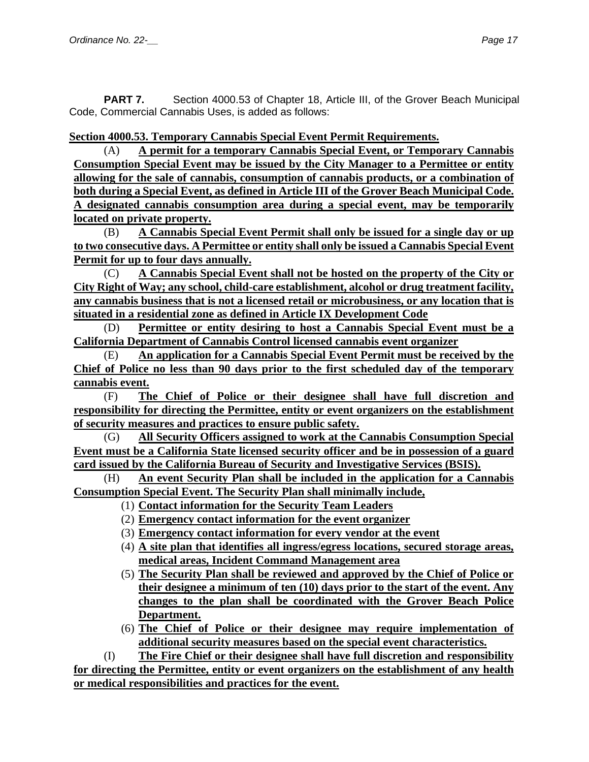**PART 7.** Section 4000.53 of Chapter 18, Article III, of the Grover Beach Municipal Code, Commercial Cannabis Uses, is added as follows:

**Section 4000.53. Temporary Cannabis Special Event Permit Requirements.**

(A) **A permit for a temporary Cannabis Special Event, or Temporary Cannabis Consumption Special Event may be issued by the City Manager to a Permittee or entity allowing for the sale of cannabis, consumption of cannabis products, or a combination of both during a Special Event, as defined in Article III of the Grover Beach Municipal Code. A designated cannabis consumption area during a special event, may be temporarily located on private property.**

(B) **A Cannabis Special Event Permit shall only be issued for a single day or up to two consecutive days. A Permittee or entity shall only be issued a Cannabis Special Event Permit for up to four days annually.**

(C) **A Cannabis Special Event shall not be hosted on the property of the City or City Right of Way; any school, child-care establishment, alcohol or drug treatment facility, any cannabis business that is not a licensed retail or microbusiness, or any location that is situated in a residential zone as defined in Article IX Development Code**

(D) **Permittee or entity desiring to host a Cannabis Special Event must be a California Department of Cannabis Control licensed cannabis event organizer**

(E) **An application for a Cannabis Special Event Permit must be received by the Chief of Police no less than 90 days prior to the first scheduled day of the temporary cannabis event.**

(F) **The Chief of Police or their designee shall have full discretion and responsibility for directing the Permittee, entity or event organizers on the establishment of security measures and practices to ensure public safety.**

(G) **All Security Officers assigned to work at the Cannabis Consumption Special Event must be a California State licensed security officer and be in possession of a guard card issued by the California Bureau of Security and Investigative Services (BSIS).**

(H) **An event Security Plan shall be included in the application for a Cannabis Consumption Special Event. The Security Plan shall minimally include,**

1. **Contact information for the Security Team Leaders**
2. **Emergency contact information for the event organizer**
3. **Emergency contact information for every vendor at the event**
4. **A site plan that identifies all ingress/egress locations, secured storage areas, medical areas, Incident Command Management area**
5. **The Security Plan shall be reviewed and approved by the Chief of Police or their designee a minimum of ten (10) days prior to the start of the event. Any changes to the plan shall be coordinated with the Grover Beach Police Department.**
6. **The Chief of Police or their designee may require implementation of additional security measures based on the special event characteristics.**

(I) **The Fire Chief or their designee shall have full discretion and responsibility for directing the Permittee, entity or event organizers on the establishment of any health or medical responsibilities and practices for the event.**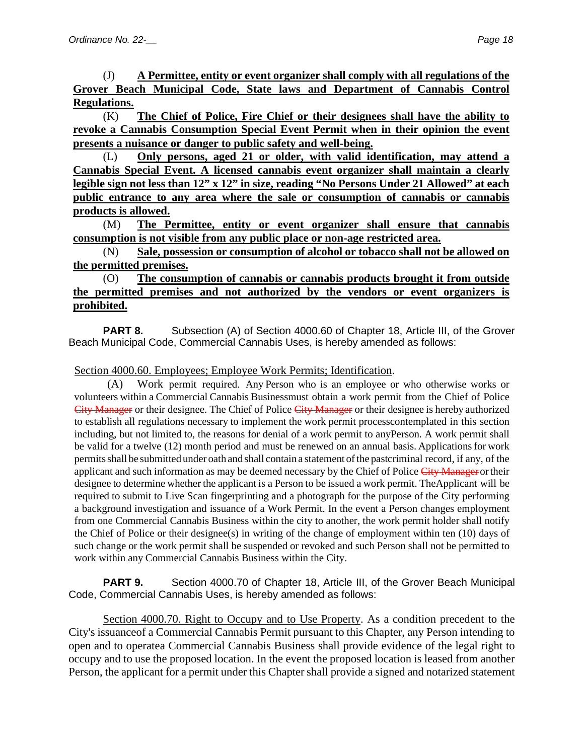(J) **A Permittee, entity or event organizer shall comply with all regulations of the Grover Beach Municipal Code, State laws and Department of Cannabis Control Regulations.**

(K) **The Chief of Police, Fire Chief or their designees shall have the ability to revoke a Cannabis Consumption Special Event Permit when in their opinion the event presents a nuisance or danger to public safety and well-being.**

(L) **Only persons, aged 21 or older, with valid identification, may attend a Cannabis Special Event. A licensed cannabis event organizer shall maintain a clearly legible sign not less than 12" x 12" in size, reading "No Persons Under 21 Allowed" at each public entrance to any area where the sale or consumption of cannabis or cannabis products is allowed.**

(M) **The Permittee, entity or event organizer shall ensure that cannabis consumption is not visible from any public place or non-age restricted area.**

(N) **Sale, possession or consumption of alcohol or tobacco shall not be allowed on the permitted premises.**

(O) **The consumption of cannabis or cannabis products brought it from outside the permitted premises and not authorized by the vendors or event organizers is prohibited.**

**PART 8.** Subsection (A) of Section 4000.60 of Chapter 18, Article III, of the Grover Beach Municipal Code, Commercial Cannabis Uses, is hereby amended as follows:

Section 4000.60. Employees; Employee Work Permits; Identification.

(A) Work permit required. Any Person who is an employee or who otherwise works or volunteers within a Commercial Cannabis Businessmust obtain a work permit from the Chief of Police ~~City Manager~~ or their designee. The Chief of Police ~~City Manager~~ or their designee is hereby authorized to establish all regulations necessary to implement the work permit processcontemplated in this section including, but not limited to, the reasons for denial of a work permit to anyPerson. A work permit shall be valid for a twelve (12) month period and must be renewed on an annual basis. Applications for work permits shall be submitted under oath and shall contain a statement of the pastcriminal record, if any, of the applicant and such information as may be deemed necessary by the Chief of Police ~~City Manager~~ or their designee to determine whether the applicant is a Person to be issued a work permit. TheApplicant will be required to submit to Live Scan fingerprinting and a photograph for the purpose of the City performing a background investigation and issuance of a Work Permit. In the event a Person changes employment from one Commercial Cannabis Business within the city to another, the work permit holder shall notify the Chief of Police or their designee(s) in writing of the change of employment within ten (10) days of such change or the work permit shall be suspended or revoked and such Person shall not be permitted to work within any Commercial Cannabis Business within the City.

**PART 9.** Section 4000.70 of Chapter 18, Article III, of the Grover Beach Municipal Code, Commercial Cannabis Uses, is hereby amended as follows:

Section 4000.70. Right to Occupy and to Use Property. As a condition precedent to the City's issuanceof a Commercial Cannabis Permit pursuant to this Chapter, any Person intending to open and to operatea Commercial Cannabis Business shall provide evidence of the legal right to occupy and to use the proposed location. In the event the proposed location is leased from another Person, the applicant for a permit under this Chapter shall provide a signed and notarized statement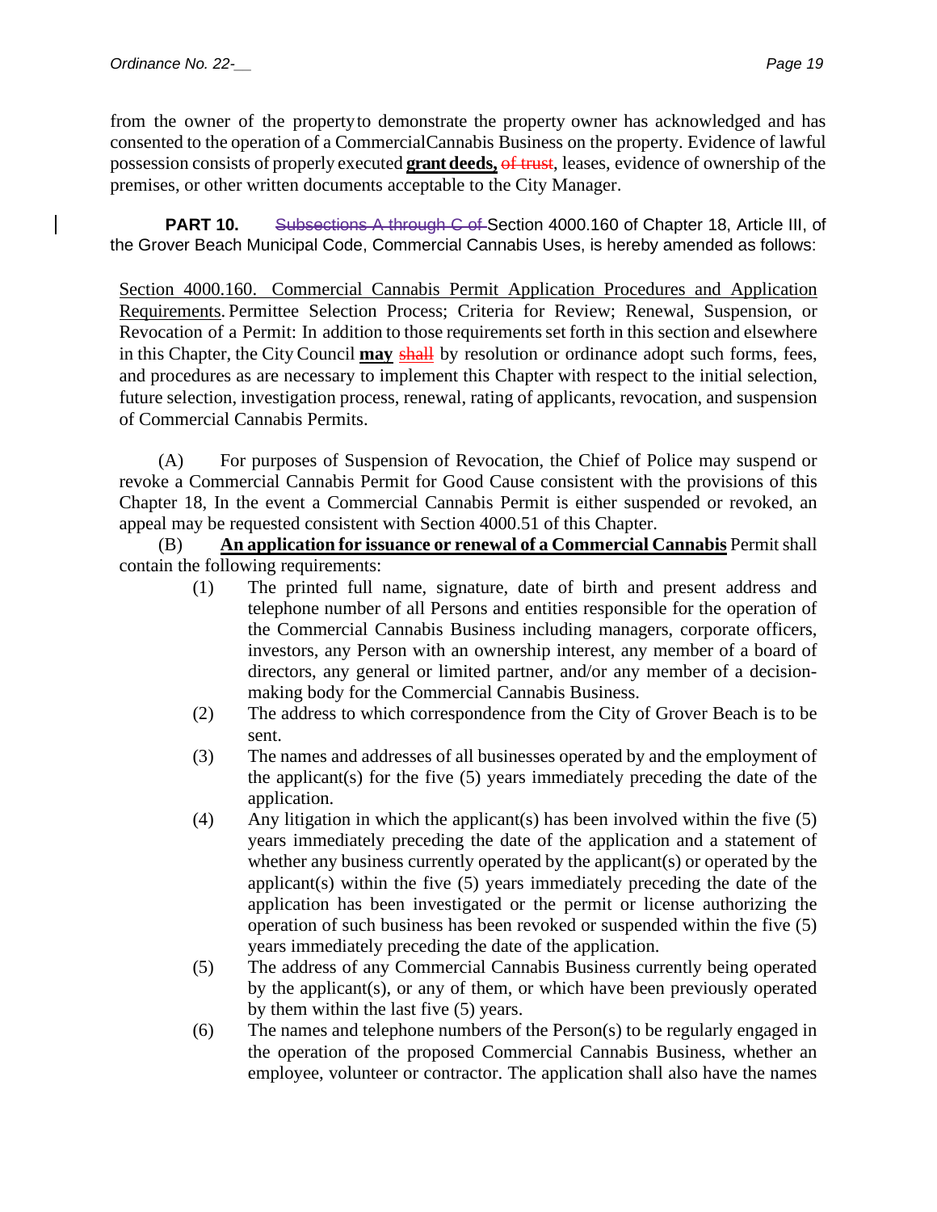from the owner of the property to demonstrate the property owner has acknowledged and has consented to the operation of a CommercialCannabis Business on the property. Evidence of lawful possession consists of properly executed **grant deeds,** ~~of trust~~, leases, evidence of ownership of the premises, or other written documents acceptable to the City Manager.

**PART 10.** ~~Subsections A through C of~~ Section 4000.160 of Chapter 18, Article III, of the Grover Beach Municipal Code, Commercial Cannabis Uses, is hereby amended as follows:

Section 4000.160. Commercial Cannabis Permit Application Procedures and Application Requirements. Permittee Selection Process; Criteria for Review; Renewal, Suspension, or Revocation of a Permit: In addition to those requirements set forth in this section and elsewhere in this Chapter, the City Council **may** ~~shall~~ by resolution or ordinance adopt such forms, fees, and procedures as are necessary to implement this Chapter with respect to the initial selection, future selection, investigation process, renewal, rating of applicants, revocation, and suspension of Commercial Cannabis Permits.

(A) For purposes of Suspension of Revocation, the Chief of Police may suspend or revoke a Commercial Cannabis Permit for Good Cause consistent with the provisions of this Chapter 18, In the event a Commercial Cannabis Permit is either suspended or revoked, an appeal may be requested consistent with Section 4000.51 of this Chapter.

(B) **An application for issuance or renewal of a Commercial Cannabis** Permit shall contain the following requirements:

(1) The printed full name, signature, date of birth and present address and telephone number of all Persons and entities responsible for the operation of the Commercial Cannabis Business including managers, corporate officers, investors, any Person with an ownership interest, any member of a board of directors, any general or limited partner, and/or any member of a decision-making body for the Commercial Cannabis Business.

(2) The address to which correspondence from the City of Grover Beach is to be sent.

(3) The names and addresses of all businesses operated by and the employment of the applicant(s) for the five (5) years immediately preceding the date of the application.

(4) Any litigation in which the applicant(s) has been involved within the five (5) years immediately preceding the date of the application and a statement of whether any business currently operated by the applicant(s) or operated by the applicant(s) within the five (5) years immediately preceding the date of the application has been investigated or the permit or license authorizing the operation of such business has been revoked or suspended within the five (5) years immediately preceding the date of the application.

(5) The address of any Commercial Cannabis Business currently being operated by the applicant(s), or any of them, or which have been previously operated by them within the last five (5) years.

(6) The names and telephone numbers of the Person(s) to be regularly engaged in the operation of the proposed Commercial Cannabis Business, whether an employee, volunteer or contractor. The application shall also have the names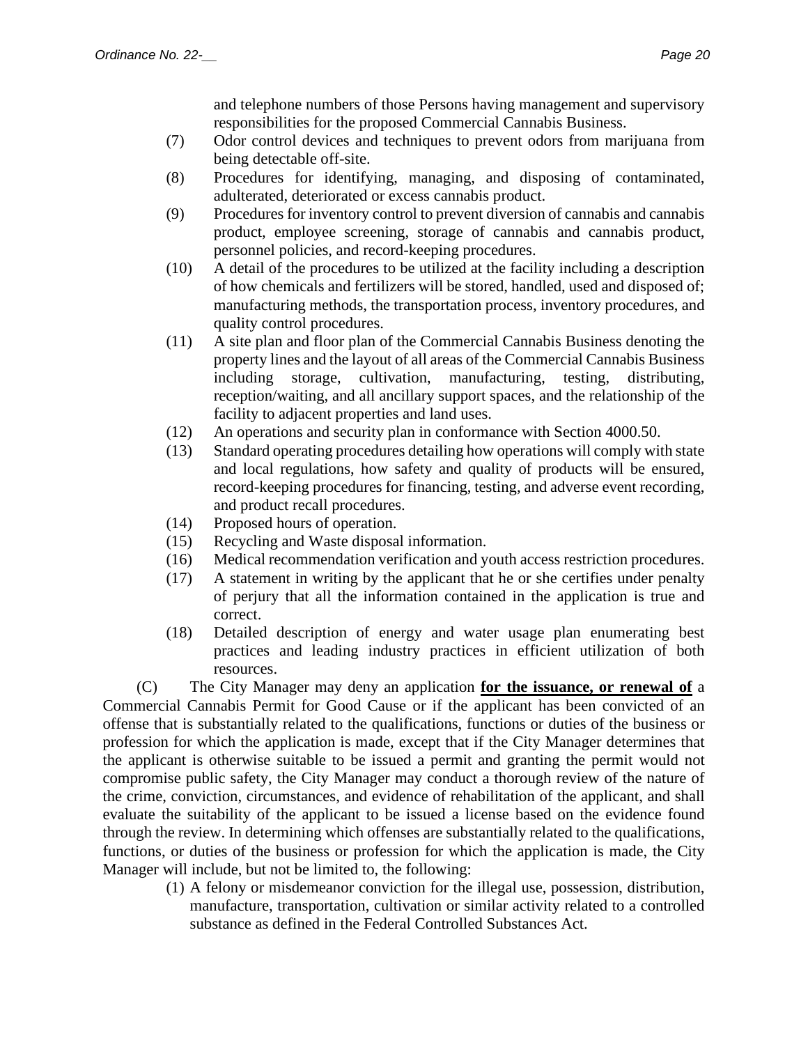and telephone numbers of those Persons having management and supervisory responsibilities for the proposed Commercial Cannabis Business.

(7) Odor control devices and techniques to prevent odors from marijuana from being detectable off-site.

(8) Procedures for identifying, managing, and disposing of contaminated, adulterated, deteriorated or excess cannabis product.

(9) Procedures for inventory control to prevent diversion of cannabis and cannabis product, employee screening, storage of cannabis and cannabis product, personnel policies, and record-keeping procedures.

(10) A detail of the procedures to be utilized at the facility including a description of how chemicals and fertilizers will be stored, handled, used and disposed of; manufacturing methods, the transportation process, inventory procedures, and quality control procedures.

(11) A site plan and floor plan of the Commercial Cannabis Business denoting the property lines and the layout of all areas of the Commercial Cannabis Business including storage, cultivation, manufacturing, testing, distributing, reception/waiting, and all ancillary support spaces, and the relationship of the facility to adjacent properties and land uses.

(12) An operations and security plan in conformance with Section 4000.50.

(13) Standard operating procedures detailing how operations will comply with state and local regulations, how safety and quality of products will be ensured, record-keeping procedures for financing, testing, and adverse event recording, and product recall procedures.

(14) Proposed hours of operation.

(15) Recycling and Waste disposal information.

(16) Medical recommendation verification and youth access restriction procedures.

(17) A statement in writing by the applicant that he or she certifies under penalty of perjury that all the information contained in the application is true and correct.

(18) Detailed description of energy and water usage plan enumerating best practices and leading industry practices in efficient utilization of both resources.

(C) The City Manager may deny an application **<u>for the issuance, or renewal of</u>** a Commercial Cannabis Permit for Good Cause or if the applicant has been convicted of an offense that is substantially related to the qualifications, functions or duties of the business or profession for which the application is made, except that if the City Manager determines that the applicant is otherwise suitable to be issued a permit and granting the permit would not compromise public safety, the City Manager may conduct a thorough review of the nature of the crime, conviction, circumstances, and evidence of rehabilitation of the applicant, and shall evaluate the suitability of the applicant to be issued a license based on the evidence found through the review. In determining which offenses are substantially related to the qualifications, functions, or duties of the business or profession for which the application is made, the City Manager will include, but not be limited to, the following:

(1) A felony or misdemeanor conviction for the illegal use, possession, distribution, manufacture, transportation, cultivation or similar activity related to a controlled substance as defined in the Federal Controlled Substances Act.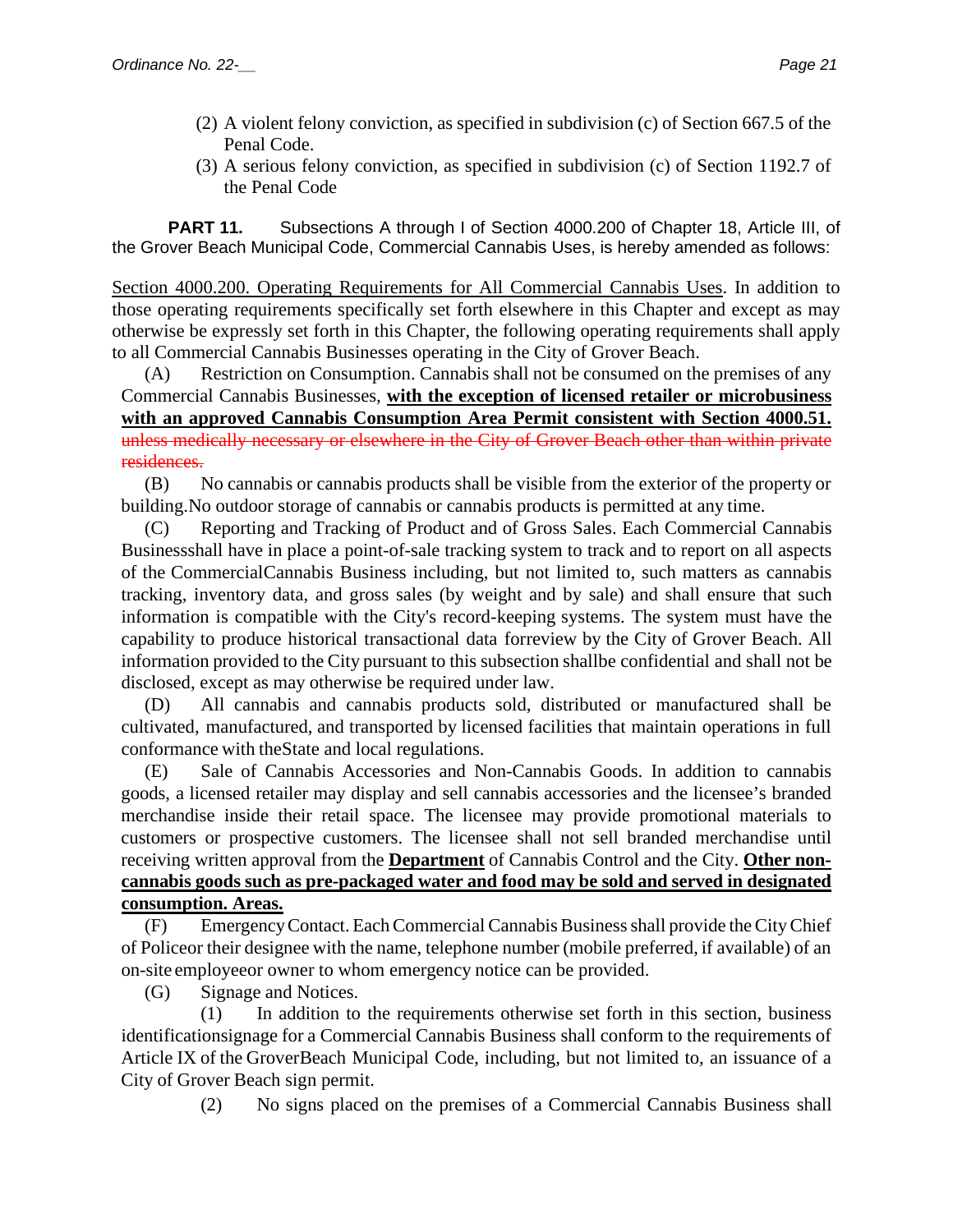(2) A violent felony conviction, as specified in subdivision (c) of Section 667.5 of the Penal Code.

(3) A serious felony conviction, as specified in subdivision (c) of Section 1192.7 of the Penal Code

**PART 11.** Subsections A through I of Section 4000.200 of Chapter 18, Article III, of the Grover Beach Municipal Code, Commercial Cannabis Uses, is hereby amended as follows:

<u>Section 4000.200. Operating Requirements for All Commercial Cannabis Uses</u>. In addition to those operating requirements specifically set forth elsewhere in this Chapter and except as may otherwise be expressly set forth in this Chapter, the following operating requirements shall apply to all Commercial Cannabis Businesses operating in the City of Grover Beach.

(A) Restriction on Consumption. Cannabis shall not be consumed on the premises of any Commercial Cannabis Businesses, **<u>with the exception of licensed retailer or microbusiness with an approved Cannabis Consumption Area Permit consistent with Section 4000.51.</u>** ~~unless medically necessary or elsewhere in the City of Grover Beach other than within private residences.~~

(B) No cannabis or cannabis products shall be visible from the exterior of the property or building.No outdoor storage of cannabis or cannabis products is permitted at any time.

(C) Reporting and Tracking of Product and of Gross Sales. Each Commercial Cannabis Businessshall have in place a point-of-sale tracking system to track and to report on all aspects of the CommercialCannabis Business including, but not limited to, such matters as cannabis tracking, inventory data, and gross sales (by weight and by sale) and shall ensure that such information is compatible with the City's record-keeping systems. The system must have the capability to produce historical transactional data forreview by the City of Grover Beach. All information provided to the City pursuant to this subsection shallbe confidential and shall not be disclosed, except as may otherwise be required under law.

(D) All cannabis and cannabis products sold, distributed or manufactured shall be cultivated, manufactured, and transported by licensed facilities that maintain operations in full conformance with theState and local regulations.

(E) Sale of Cannabis Accessories and Non-Cannabis Goods. In addition to cannabis goods, a licensed retailer may display and sell cannabis accessories and the licensee's branded merchandise inside their retail space. The licensee may provide promotional materials to customers or prospective customers. The licensee shall not sell branded merchandise until receiving written approval from the **<u>Department</u>** of Cannabis Control and the City. **<u>Other non-cannabis goods such as pre-packaged water and food may be sold and served in designated consumption. Areas.</u>**

(F) Emergency Contact. Each Commercial Cannabis Business shall provide the City Chief of Policeor their designee with the name, telephone number (mobile preferred, if available) of an on-site employeeor owner to whom emergency notice can be provided.

(G) Signage and Notices.

(1) In addition to the requirements otherwise set forth in this section, business identificationsignage for a Commercial Cannabis Business shall conform to the requirements of Article IX of the GroverBeach Municipal Code, including, but not limited to, an issuance of a City of Grover Beach sign permit.

(2) No signs placed on the premises of a Commercial Cannabis Business shall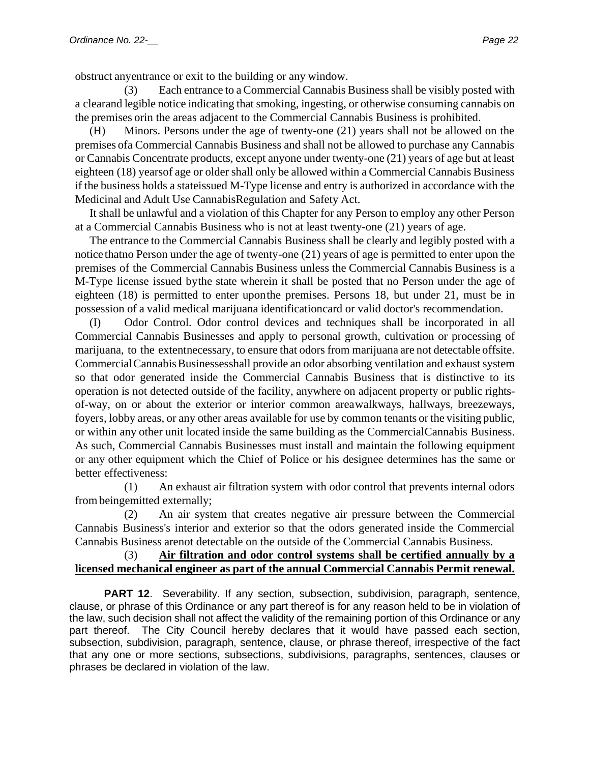obstruct anyentrance or exit to the building or any window.

(3) Each entrance to a Commercial Cannabis Business shall be visibly posted with a clearand legible notice indicating that smoking, ingesting, or otherwise consuming cannabis on the premises orin the areas adjacent to the Commercial Cannabis Business is prohibited.

(H) Minors. Persons under the age of twenty-one (21) years shall not be allowed on the premises ofa Commercial Cannabis Business and shall not be allowed to purchase any Cannabis or Cannabis Concentrate products, except anyone under twenty-one (21) years of age but at least eighteen (18) yearsof age or older shall only be allowed within a Commercial Cannabis Business if the business holds a stateissued M-Type license and entry is authorized in accordance with the Medicinal and Adult Use CannabisRegulation and Safety Act.

It shall be unlawful and a violation of this Chapter for any Person to employ any other Person at a Commercial Cannabis Business who is not at least twenty-one (21) years of age.

The entrance to the Commercial Cannabis Business shall be clearly and legibly posted with a notice thatno Person under the age of twenty-one (21) years of age is permitted to enter upon the premises of the Commercial Cannabis Business unless the Commercial Cannabis Business is a M-Type license issued bythe state wherein it shall be posted that no Person under the age of eighteen (18) is permitted to enter uponthe premises. Persons 18, but under 21, must be in possession of a valid medical marijuana identificationcard or valid doctor's recommendation.

(I) Odor Control. Odor control devices and techniques shall be incorporated in all Commercial Cannabis Businesses and apply to personal growth, cultivation or processing of marijuana, to the extentnecessary, to ensure that odors from marijuana are not detectable offsite. Commercial Cannabis Businessesshall provide an odor absorbing ventilation and exhaust system so that odor generated inside the Commercial Cannabis Business that is distinctive to its operation is not detected outside of the facility, anywhere on adjacent property or public rights-of-way, on or about the exterior or interior common areawalkways, hallways, breezeways, foyers, lobby areas, or any other areas available for use by common tenants or the visiting public, or within any other unit located inside the same building as the CommercialCannabis Business. As such, Commercial Cannabis Businesses must install and maintain the following equipment or any other equipment which the Chief of Police or his designee determines has the same or better effectiveness:

(1) An exhaust air filtration system with odor control that prevents internal odors from beingemitted externally;

(2) An air system that creates negative air pressure between the Commercial Cannabis Business's interior and exterior so that the odors generated inside the Commercial Cannabis Business arenot detectable on the outside of the Commercial Cannabis Business.

(3) **<u>Air filtration and odor control systems shall be certified annually by a licensed mechanical engineer as part of the annual Commercial Cannabis Permit renewal.</u>**

**PART 12**. Severability. If any section, subsection, subdivision, paragraph, sentence, clause, or phrase of this Ordinance or any part thereof is for any reason held to be in violation of the law, such decision shall not affect the validity of the remaining portion of this Ordinance or any part thereof. The City Council hereby declares that it would have passed each section, subsection, subdivision, paragraph, sentence, clause, or phrase thereof, irrespective of the fact that any one or more sections, subsections, subdivisions, paragraphs, sentences, clauses or phrases be declared in violation of the law.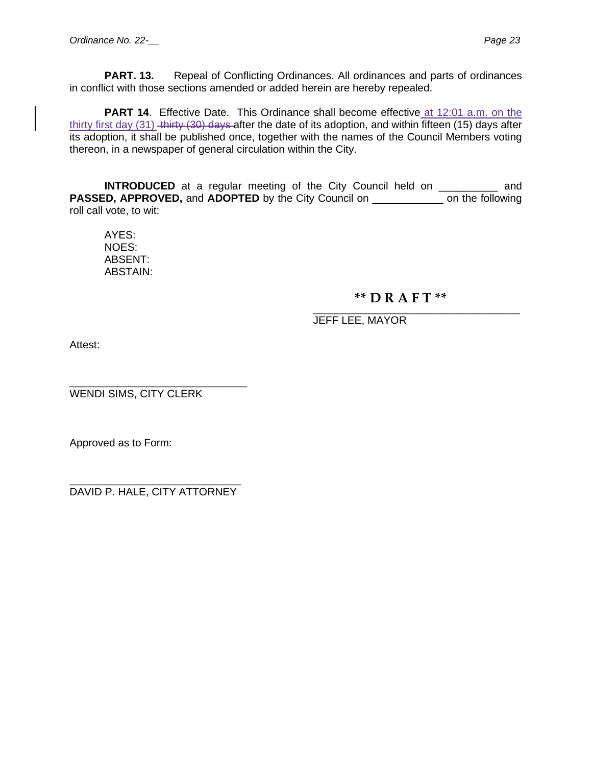**PART. 13.** Repeal of Conflicting Ordinances. All ordinances and parts of ordinances in conflict with those sections amended or added herein are hereby repealed.

**PART 14**. Effective Date. This Ordinance shall become effective at 12:01 a.m. on the thirty first day (31) ~~thirty (30) days~~ after the date of its adoption, and within fifteen (15) days after its adoption, it shall be published once, together with the names of the Council Members voting thereon, in a newspaper of general circulation within the City.

**INTRODUCED** at a regular meeting of the City Council held on __________ and **PASSED, APPROVED,** and **ADOPTED** by the City Council on ____________ on the following roll call vote, to wit:

AYES:
NOES:
ABSENT:
ABSTAIN:

**\*\* D R A F T \*\***

___________________________________
JEFF LEE, MAYOR

Attest:

______________________________
WENDI SIMS, CITY CLERK

Approved as to Form:

_____________________________
DAVID P. HALE, CITY ATTORNEY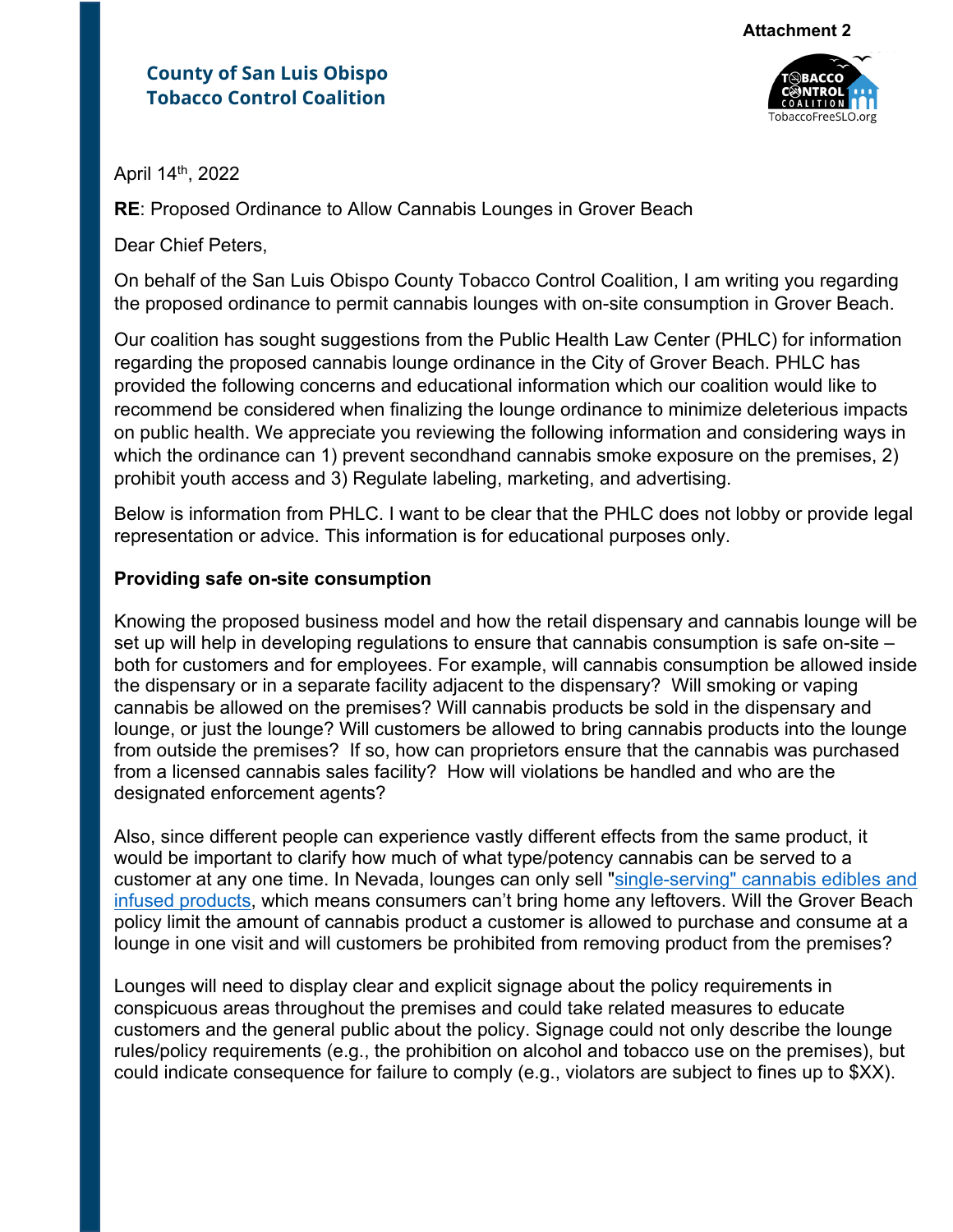Attachment 2

**County of San Luis Obispo**
**Tobacco Control Coalition**

TobaccoFreeSLO.org

April 14th, 2022

**RE**: Proposed Ordinance to Allow Cannabis Lounges in Grover Beach

Dear Chief Peters,

On behalf of the San Luis Obispo County Tobacco Control Coalition, I am writing you regarding the proposed ordinance to permit cannabis lounges with on-site consumption in Grover Beach.

Our coalition has sought suggestions from the Public Health Law Center (PHLC) for information regarding the proposed cannabis lounge ordinance in the City of Grover Beach. PHLC has provided the following concerns and educational information which our coalition would like to recommend be considered when finalizing the lounge ordinance to minimize deleterious impacts on public health. We appreciate you reviewing the following information and considering ways in which the ordinance can 1) prevent secondhand cannabis smoke exposure on the premises, 2) prohibit youth access and 3) Regulate labeling, marketing, and advertising.

Below is information from PHLC. I want to be clear that the PHLC does not lobby or provide legal representation or advice. This information is for educational purposes only.

**Providing safe on-site consumption**

Knowing the proposed business model and how the retail dispensary and cannabis lounge will be set up will help in developing regulations to ensure that cannabis consumption is safe on-site – both for customers and for employees. For example, will cannabis consumption be allowed inside the dispensary or in a separate facility adjacent to the dispensary? Will smoking or vaping cannabis be allowed on the premises? Will cannabis products be sold in the dispensary and lounge, or just the lounge? Will customers be allowed to bring cannabis products into the lounge from outside the premises? If so, how can proprietors ensure that the cannabis was purchased from a licensed cannabis sales facility? How will violations be handled and who are the designated enforcement agents?

Also, since different people can experience vastly different effects from the same product, it would be important to clarify how much of what type/potency cannabis can be served to a customer at any one time. In Nevada, lounges can only sell "single-serving" cannabis edibles and infused products, which means consumers can't bring home any leftovers. Will the Grover Beach policy limit the amount of cannabis product a customer is allowed to purchase and consume at a lounge in one visit and will customers be prohibited from removing product from the premises?

Lounges will need to display clear and explicit signage about the policy requirements in conspicuous areas throughout the premises and could take related measures to educate customers and the general public about the policy. Signage could not only describe the lounge rules/policy requirements (e.g., the prohibition on alcohol and tobacco use on the premises), but could indicate consequence for failure to comply (e.g., violators are subject to fines up to $XX).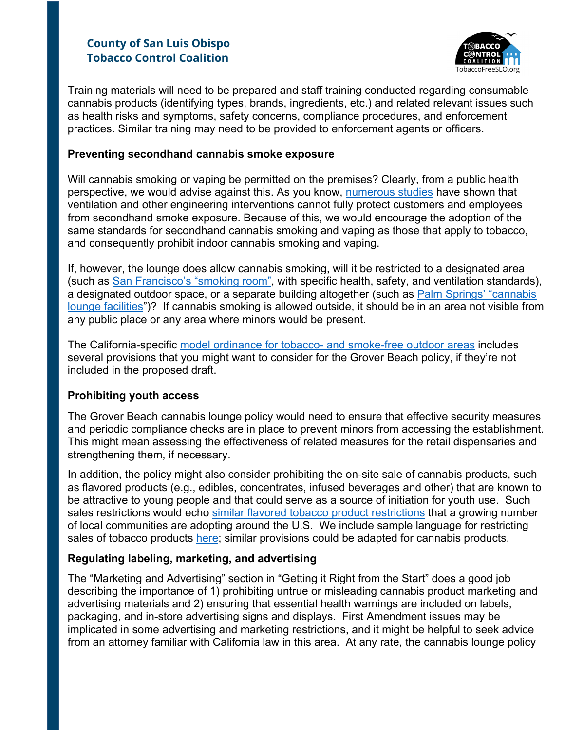Training materials will need to be prepared and staff training conducted regarding consumable cannabis products (identifying types, brands, ingredients, etc.) and related relevant issues such as health risks and symptoms, safety concerns, compliance procedures, and enforcement practices. Similar training may need to be provided to enforcement agents or officers.

**Preventing secondhand cannabis smoke exposure**

Will cannabis smoking or vaping be permitted on the premises? Clearly, from a public health perspective, we would advise against this. As you know, numerous studies have shown that ventilation and other engineering interventions cannot fully protect customers and employees from secondhand smoke exposure. Because of this, we would encourage the adoption of the same standards for secondhand cannabis smoking and vaping as those that apply to tobacco, and consequently prohibit indoor cannabis smoking and vaping.

If, however, the lounge does allow cannabis smoking, will it be restricted to a designated area (such as San Francisco's "smoking room", with specific health, safety, and ventilation standards), a designated outdoor space, or a separate building altogether (such as Palm Springs' "cannabis lounge facilities")? If cannabis smoking is allowed outside, it should be in an area not visible from any public place or any area where minors would be present.

The California-specific model ordinance for tobacco- and smoke-free outdoor areas includes several provisions that you might want to consider for the Grover Beach policy, if they're not included in the proposed draft.

**Prohibiting youth access**

The Grover Beach cannabis lounge policy would need to ensure that effective security measures and periodic compliance checks are in place to prevent minors from accessing the establishment. This might mean assessing the effectiveness of related measures for the retail dispensaries and strengthening them, if necessary.

In addition, the policy might also consider prohibiting the on-site sale of cannabis products, such as flavored products (e.g., edibles, concentrates, infused beverages and other) that are known to be attractive to young people and that could serve as a source of initiation for youth use. Such sales restrictions would echo similar flavored tobacco product restrictions that a growing number of local communities are adopting around the U.S. We include sample language for restricting sales of tobacco products here; similar provisions could be adapted for cannabis products.

**Regulating labeling, marketing, and advertising**

The "Marketing and Advertising" section in "Getting it Right from the Start" does a good job describing the importance of 1) prohibiting untrue or misleading cannabis product marketing and advertising materials and 2) ensuring that essential health warnings are included on labels, packaging, and in-store advertising signs and displays. First Amendment issues may be implicated in some advertising and marketing restrictions, and it might be helpful to seek advice from an attorney familiar with California law in this area. At any rate, the cannabis lounge policy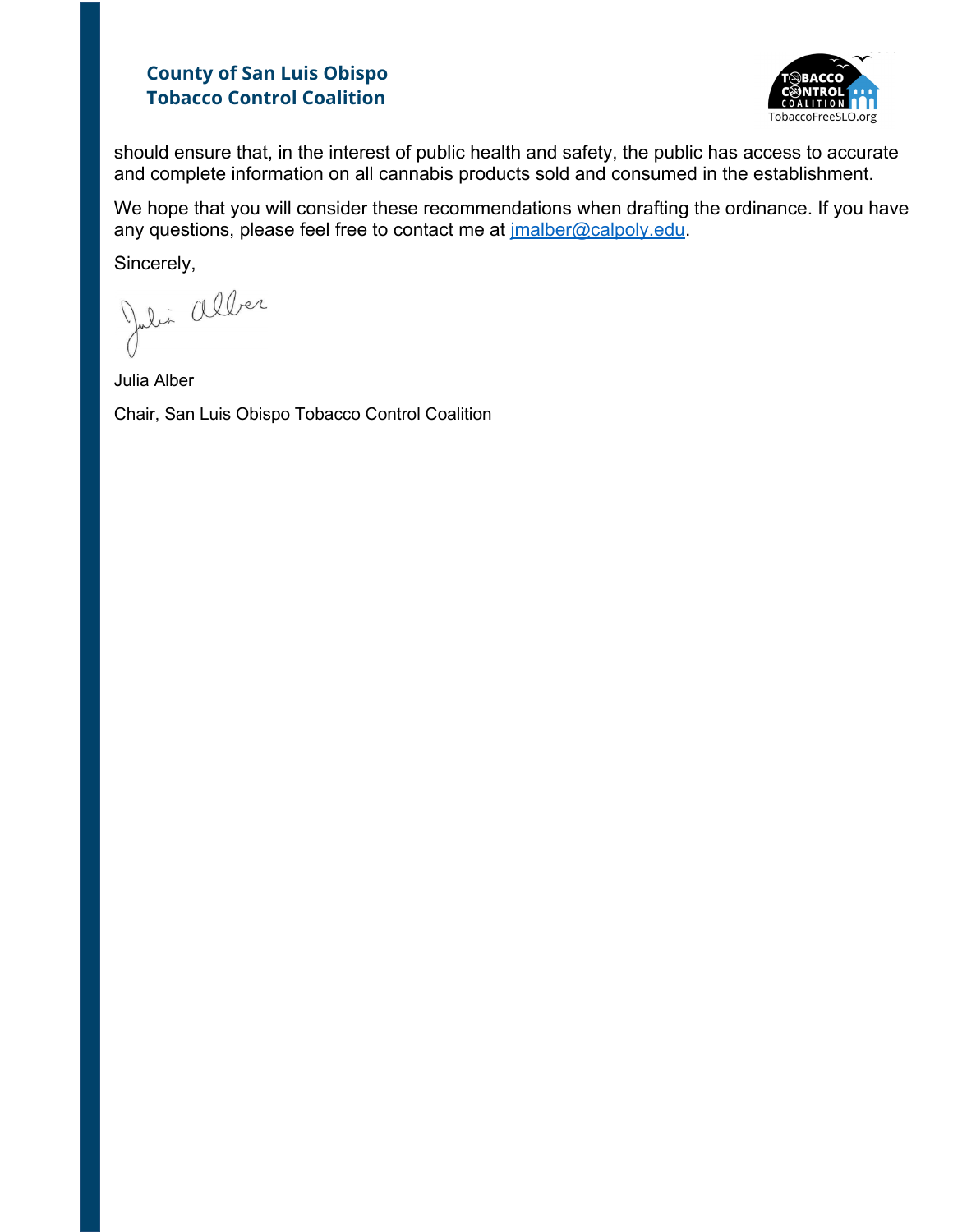should ensure that, in the interest of public health and safety, the public has access to accurate and complete information on all cannabis products sold and consumed in the establishment.

We hope that you will consider these recommendations when drafting the ordinance. If you have any questions, please feel free to contact me at jmalber@calpoly.edu.

Sincerely,

Julia Alber

Chair, San Luis Obispo Tobacco Control Coalition